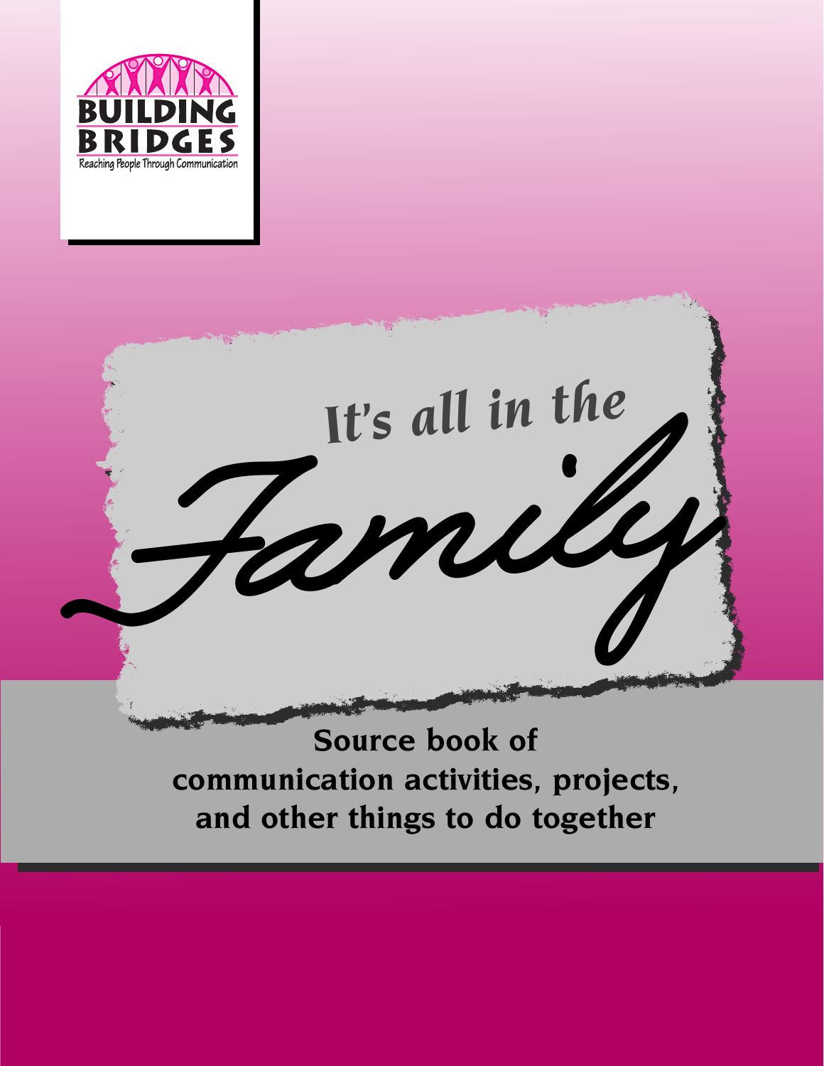BUILDING BRIDGES

Reaching People Through Communication

# It's all in the *Family*

**Source book of communication activities, projects, and other things to do together**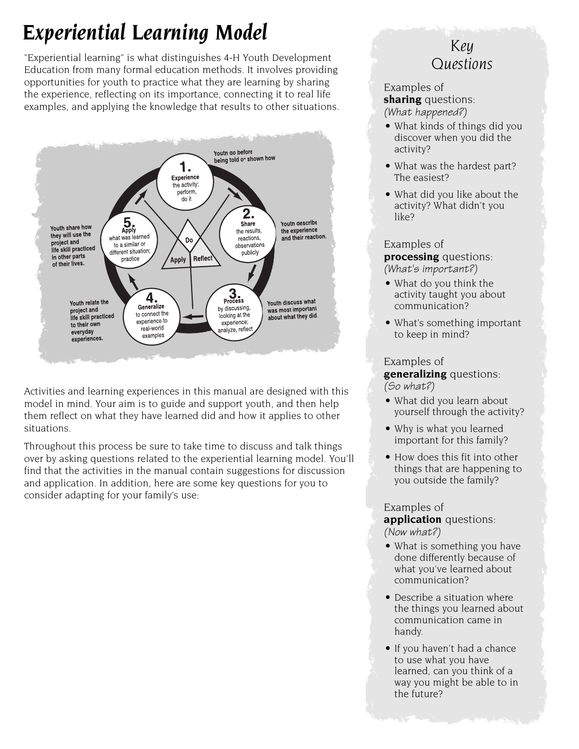# Experiential Learning Model

"Experiential learning" is what distinguishes 4-H Youth Development Education from many formal education methods. It involves providing opportunities for youth to practice what they are learning by sharing the experience, reflecting on its importance, connecting it to real life examples, and applying the knowledge that results to other situations.

**1. Experience** the activity; perform, do it — Youth do before being told or shown how

**2. Share** the results, reactions, observations publicly — Youth describe the experience and their reaction.

**3. Process** by discussing, looking at the experience; analyze, reflect — Youth discuss what was most important about what they did.

**4. Generalize** to connect the experience to real-world examples — Youth relate the project and life skill practiced to their own everyday experiences.

**5. Apply** what was learned to a similar or different situation; practice — Youth share how they will use the project and life skill practiced in other parts of their lives.

Do — Reflect — Apply

Activities and learning experiences in this manual are designed with this model in mind. Your aim is to guide and support youth, and then help them reflect on what they have learned did and how it applies to other situations.

Throughout this process be sure to take time to discuss and talk things over by asking questions related to the experiential learning model. You'll find that the activities in the manual contain suggestions for discussion and application. In addition, here are some key questions for you to consider adapting for your family's use:

## Key Questions

Examples of **sharing** questions:
*(What happened?)*

- What kinds of things did you discover when you did the activity?
- What was the hardest part? The easiest?
- What did you like about the activity? What didn't you like?

Examples of **processing** questions:
*(What's important?)*

- What do you think the activity taught you about communication?
- What's something important to keep in mind?

Examples of **generalizing** questions:
*(So what?)*

- What did you learn about yourself through the activity?
- Why is what you learned important for this family?
- How does this fit into other things that are happening to you outside the family?

Examples of **application** questions:
*(Now what?)*

- What is something you have done differently because of what you've learned about communication?
- Describe a situation where the things you learned about communication came in handy.
- If you haven't had a chance to use what you have learned, can you think of a way you might be able to in the future?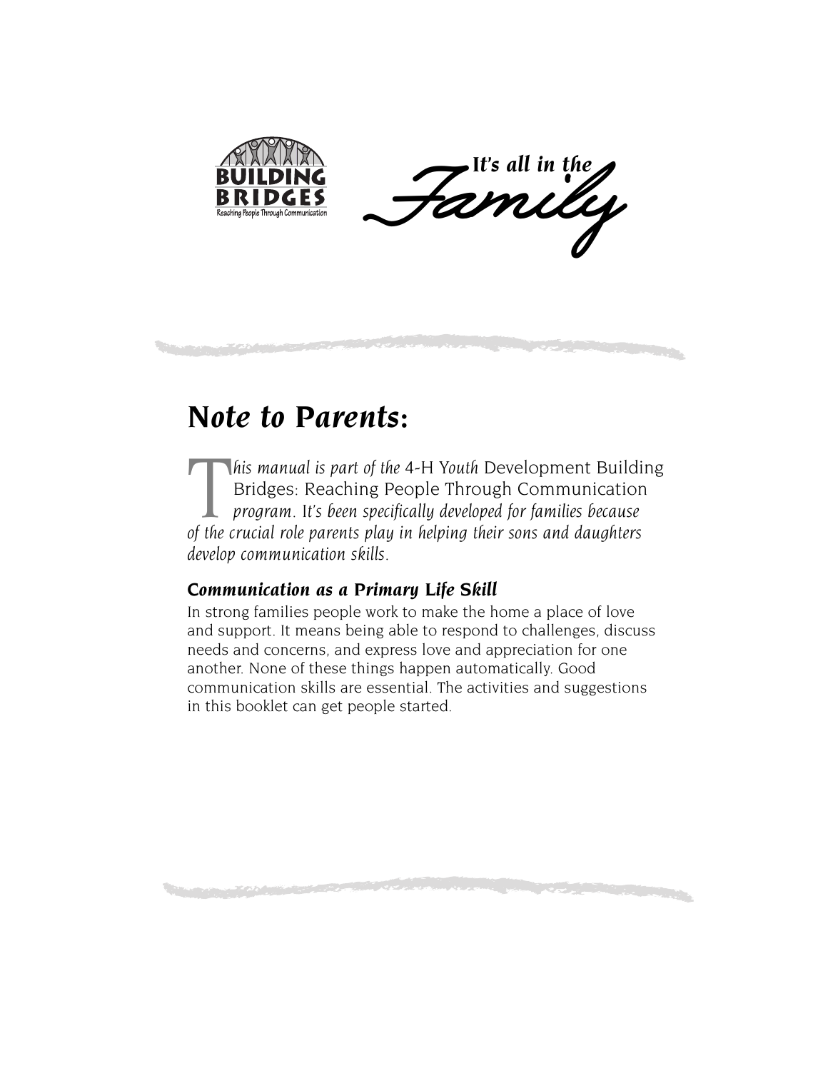BUILDING BRIDGES
Reaching People Through Communication

*It's all in the* ***Family***

## *Note to Parents:*

*This manual is part of the* 4-H *Youth* Development Building Bridges: Reaching People Through Communication *program. It's been specifically developed for families because of the crucial role parents play in helping their sons and daughters develop communication skills.*

### *Communication as a Primary Life Skill*

In strong families people work to make the home a place of love and support. It means being able to respond to challenges, discuss needs and concerns, and express love and appreciation for one another. None of these things happen automatically. Good communication skills are essential. The activities and suggestions in this booklet can get people started.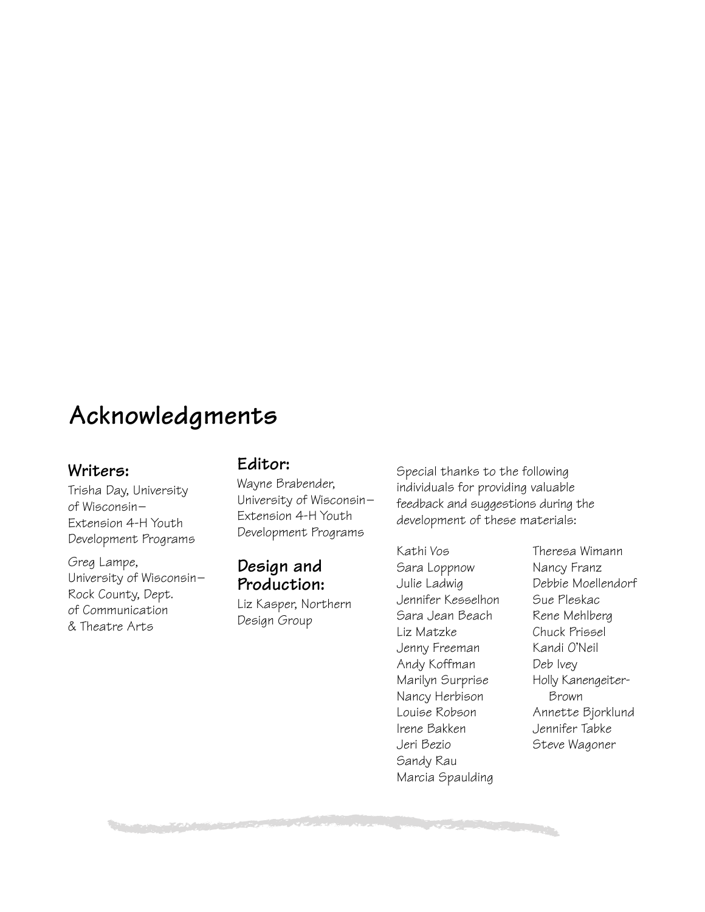# Acknowledgments

## Writers:

Trisha Day, University of Wisconsin–Extension 4-H Youth Development Programs

Greg Lampe, University of Wisconsin–Rock County, Dept. of Communication & Theatre Arts

## Editor:

Wayne Brabender, University of Wisconsin–Extension 4-H Youth Development Programs

## Design and Production:

Liz Kasper, Northern Design Group

Special thanks to the following individuals for providing valuable feedback and suggestions during the development of these materials:

Kathi Vos
Sara Loppnow
Julie Ladwig
Jennifer Kesselhon
Sara Jean Beach
Liz Matzke
Jenny Freeman
Andy Koffman
Marilyn Surprise
Nancy Herbison
Louise Robson
Irene Bakken
Jeri Bezio
Sandy Rau
Marcia Spaulding
Theresa Wimann
Nancy Franz
Debbie Moellendorf
Sue Pleskac
Rene Mehlberg
Chuck Prissel
Kandi O'Neil
Deb Ivey
Holly Kanengeiter-Brown
Annette Bjorklund
Jennifer Tabke
Steve Wagoner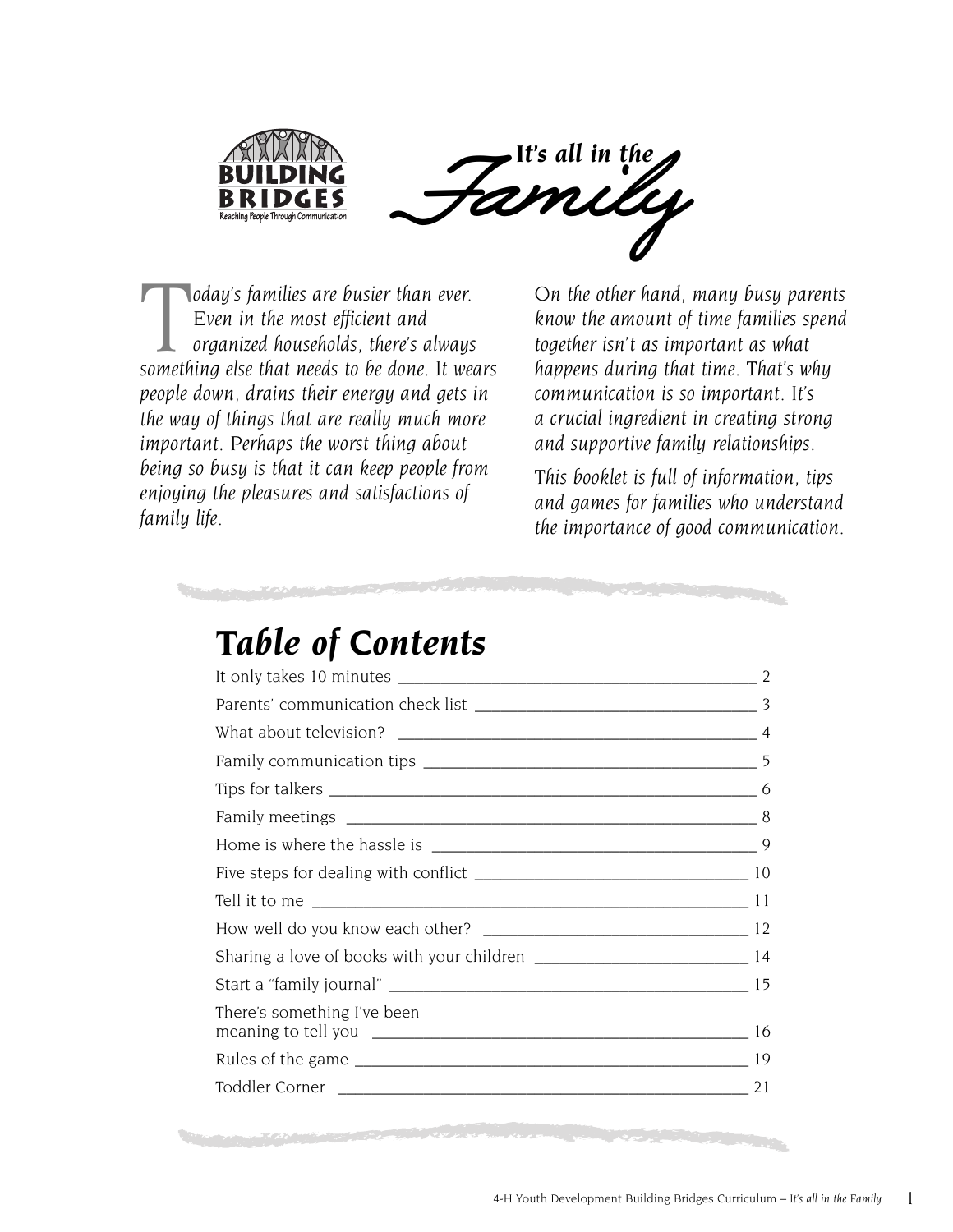# It's all in the Family

*Today's families are busier than ever. Even in the most efficient and organized households, there's always something else that needs to be done. It wears people down, drains their energy and gets in the way of things that are really much more important. Perhaps the worst thing about being so busy is that it can keep people from enjoying the pleasures and satisfactions of family life.*

*On the other hand, many busy parents know the amount of time families spend together isn't as important as what happens during that time. That's why communication is so important. It's a crucial ingredient in creating strong and supportive family relationships.*

*This booklet is full of information, tips and games for families who understand the importance of good communication.*

## Table of Contents

| | |
|---|---|
| It only takes 10 minutes | 2 |
| Parents' communication check list | 3 |
| What about television? | 4 |
| Family communication tips | 5 |
| Tips for talkers | 6 |
| Family meetings | 8 |
| Home is where the hassle is | 9 |
| Five steps for dealing with conflict | 10 |
| Tell it to me | 11 |
| How well do you know each other? | 12 |
| Sharing a love of books with your children | 14 |
| Start a "family journal" | 15 |
| There's something I've been meaning to tell you | 16 |
| Rules of the game | 19 |
| Toddler Corner | 21 |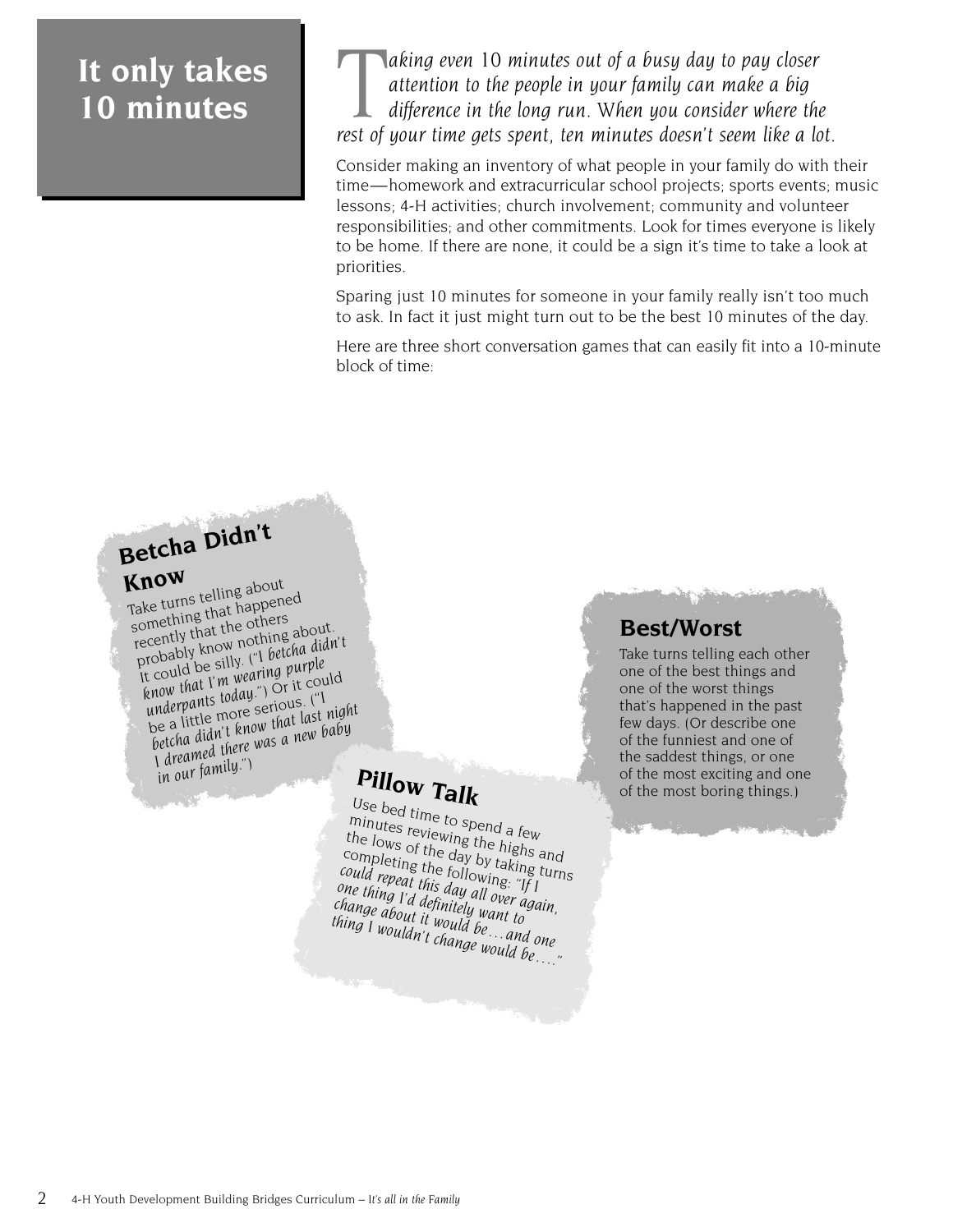# It only takes 10 minutes

*Taking even 10 minutes out of a busy day to pay closer attention to the people in your family can make a big difference in the long run. When you consider where the rest of your time gets spent, ten minutes doesn't seem like a lot.*

Consider making an inventory of what people in your family do with their time—homework and extracurricular school projects; sports events; music lessons; 4-H activities; church involvement; community and volunteer responsibilities; and other commitments. Look for times everyone is likely to be home. If there are none, it could be a sign it's time to take a look at priorities.

Sparing just 10 minutes for someone in your family really isn't too much to ask. In fact it just might turn out to be the best 10 minutes of the day.

Here are three short conversation games that can easily fit into a 10-minute block of time:

## Betcha Didn't Know

Take turns telling about something that happened recently that the others probably know nothing about. It could be silly. ("*I betcha didn't know that I'm wearing purple underpants today.*") Or it could be a little more serious. ("*I betcha didn't know that last night I dreamed there was a new baby in our family.*")

## Best/Worst

Take turns telling each other one of the best things and one of the worst things that's happened in the past few days. (Or describe one of the funniest and one of the saddest things, or one of the most exciting and one of the most boring things.)

## Pillow Talk

Use bed time to spend a few minutes reviewing the highs and the lows of the day by taking turns completing the following: "*If I could repeat this day all over again, one thing I'd definitely want to change about it would be…and one thing I wouldn't change would be….*"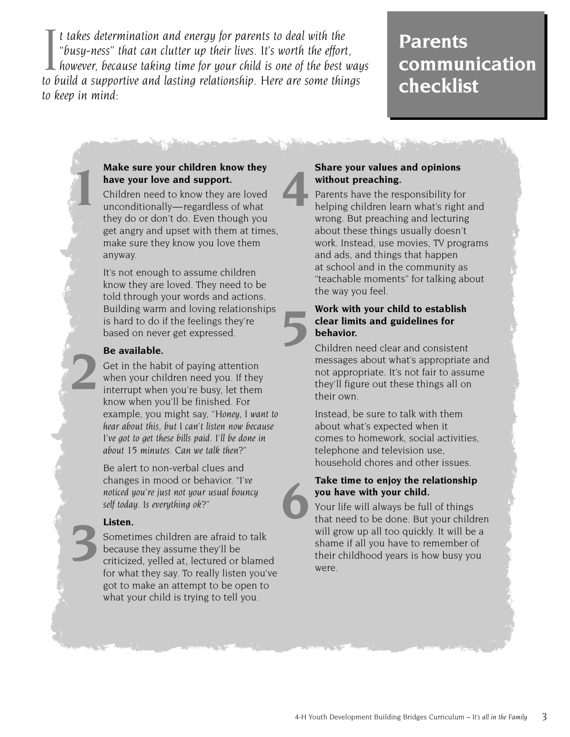# Parents communication checklist

*It takes determination and energy for parents to deal with the "busy-ness" that can clutter up their lives. It's worth the effort, however, because taking time for your child is one of the best ways to build a supportive and lasting relationship. Here are some things to keep in mind:*

## 1 Make sure your children know they have your love and support.

Children need to know they are loved unconditionally—regardless of what they do or don't do. Even though you get angry and upset with them at times, make sure they know you love them anyway.

It's not enough to assume children know they are loved. They need to be told through your words and actions. Building warm and loving relationships is hard to do if the feelings they're based on never get expressed.

## 2 Be available.

Get in the habit of paying attention when your children need you. If they interrupt when you're busy, let them know when you'll be finished. For example, you might say, *"Honey, I want to hear about this, but I can't listen now because I've got to get these bills paid. I'll be done in about 15 minutes. Can we talk then?"*

Be alert to non-verbal clues and changes in mood or behavior. *"I've noticed you're just not your usual bouncy self today. Is everything ok?"*

## 3 Listen.

Sometimes children are afraid to talk because they assume they'll be criticized, yelled at, lectured or blamed for what they say. To really listen you've got to make an attempt to be open to what your child is trying to tell you.

## 4 Share your values and opinions without preaching.

Parents have the responsibility for helping children learn what's right and wrong. But preaching and lecturing about these things usually doesn't work. Instead, use movies, TV programs and ads, and things that happen at school and in the community as "teachable moments" for talking about the way you feel.

## 5 Work with your child to establish clear limits and guidelines for behavior.

Children need clear and consistent messages about what's appropriate and not appropriate. It's not fair to assume they'll figure out these things all on their own.

Instead, be sure to talk with them about what's expected when it comes to homework, social activities, telephone and television use, household chores and other issues.

## 6 Take time to enjoy the relationship you have with your child.

Your life will always be full of things that need to be done. But your children will grow up all too quickly. It will be a shame if all you have to remember of their childhood years is how busy you were.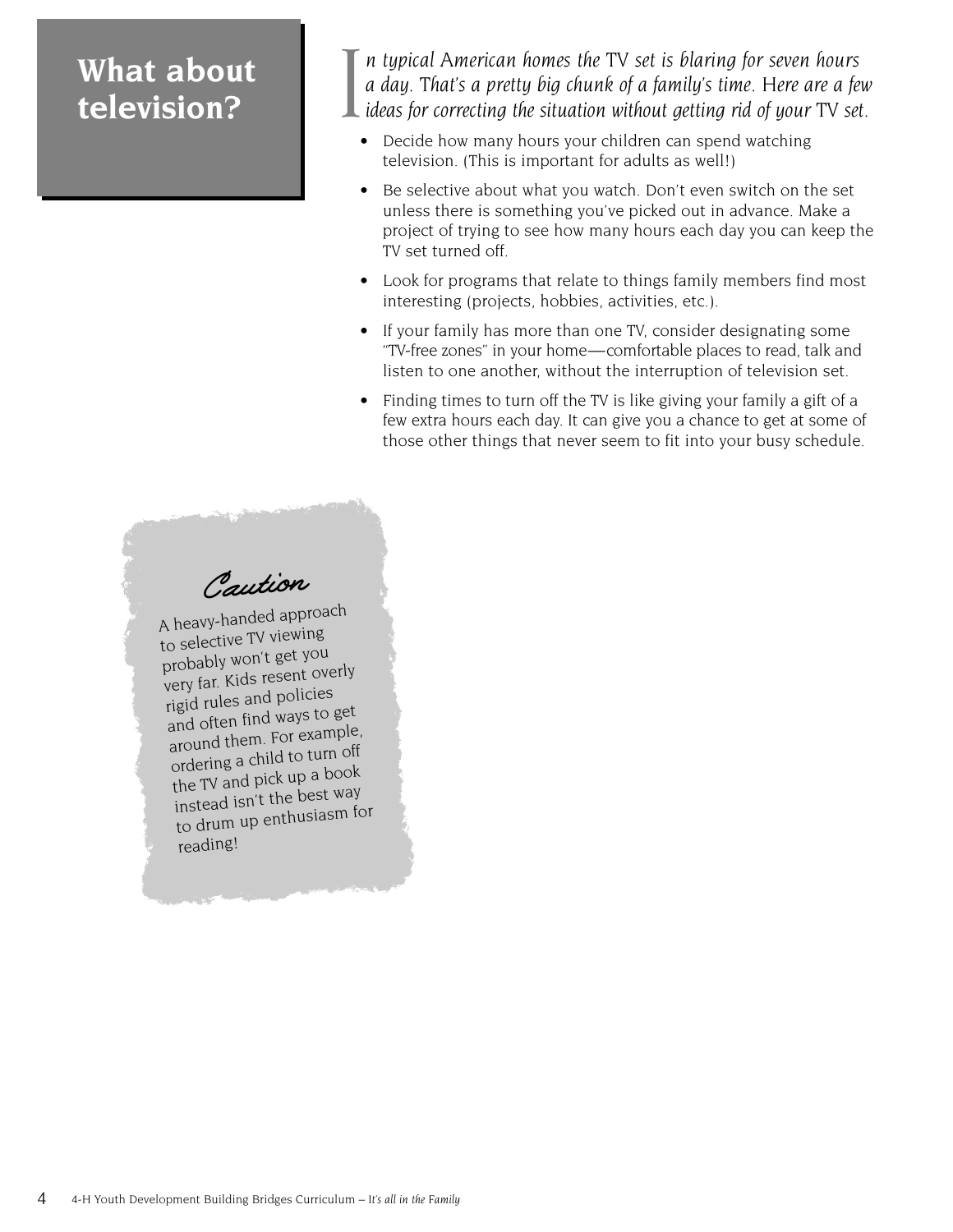# What about television?

*In typical American homes the TV set is blaring for seven hours a day. That's a pretty big chunk of a family's time. Here are a few ideas for correcting the situation without getting rid of your TV set.*

- Decide how many hours your children can spend watching television. (This is important for adults as well!)
- Be selective about what you watch. Don't even switch on the set unless there is something you've picked out in advance. Make a project of trying to see how many hours each day you can keep the TV set turned off.
- Look for programs that relate to things family members find most interesting (projects, hobbies, activities, etc.).
- If your family has more than one TV, consider designating some "TV-free zones" in your home—comfortable places to read, talk and listen to one another, without the interruption of television set.
- Finding times to turn off the TV is like giving your family a gift of a few extra hours each day. It can give you a chance to get at some of those other things that never seem to fit into your busy schedule.

**Caution**

A heavy-handed approach to selective TV viewing probably won't get you very far. Kids resent overly rigid rules and policies and often find ways to get around them. For example, ordering a child to turn off the TV and pick up a book instead isn't the best way to drum up enthusiasm for reading!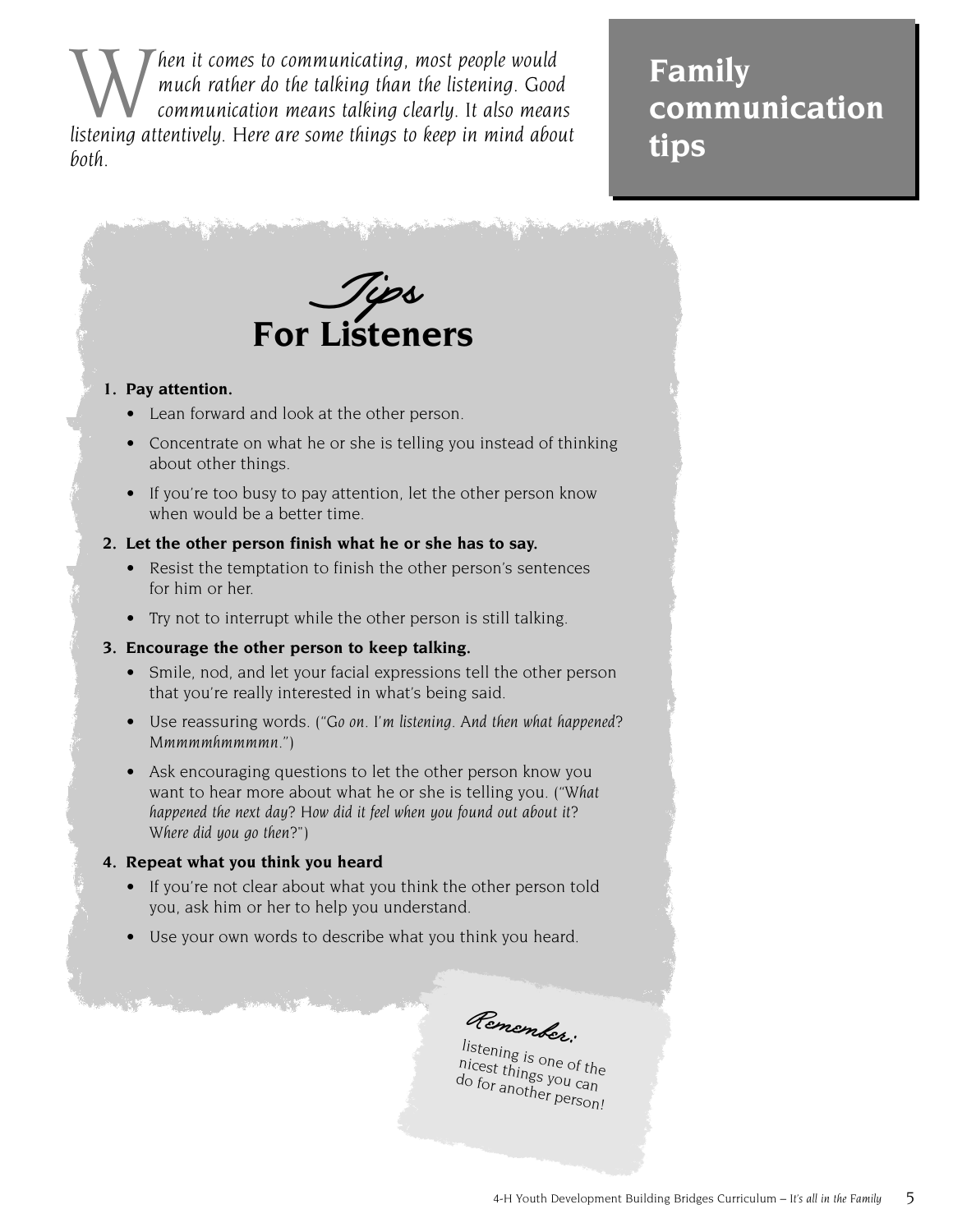# Family communication tips

*When it comes to communicating, most people would much rather do the talking than the listening. Good communication means talking clearly. It also means listening attentively. Here are some things to keep in mind about both.*

## *Tips* For Listeners

1. **Pay attention.**
   - Lean forward and look at the other person.
   - Concentrate on what he or she is telling you instead of thinking about other things.
   - If you're too busy to pay attention, let the other person know when would be a better time.
2. **Let the other person finish what he or she has to say.**
   - Resist the temptation to finish the other person's sentences for him or her.
   - Try not to interrupt while the other person is still talking.
3. **Encourage the other person to keep talking.**
   - Smile, nod, and let your facial expressions tell the other person that you're really interested in what's being said.
   - Use reassuring words. ("*Go on. I'm listening. And then what happened? Mmmmmhmmmmn.*")
   - Ask encouraging questions to let the other person know you want to hear more about what he or she is telling you. ("*What happened the next day? How did it feel when you found out about it? Where did you go then?*")
4. **Repeat what you think you heard**
   - If you're not clear about what you think the other person told you, ask him or her to help you understand.
   - Use your own words to describe what you think you heard.

*Remember:* listening is one of the nicest things you can do for another person!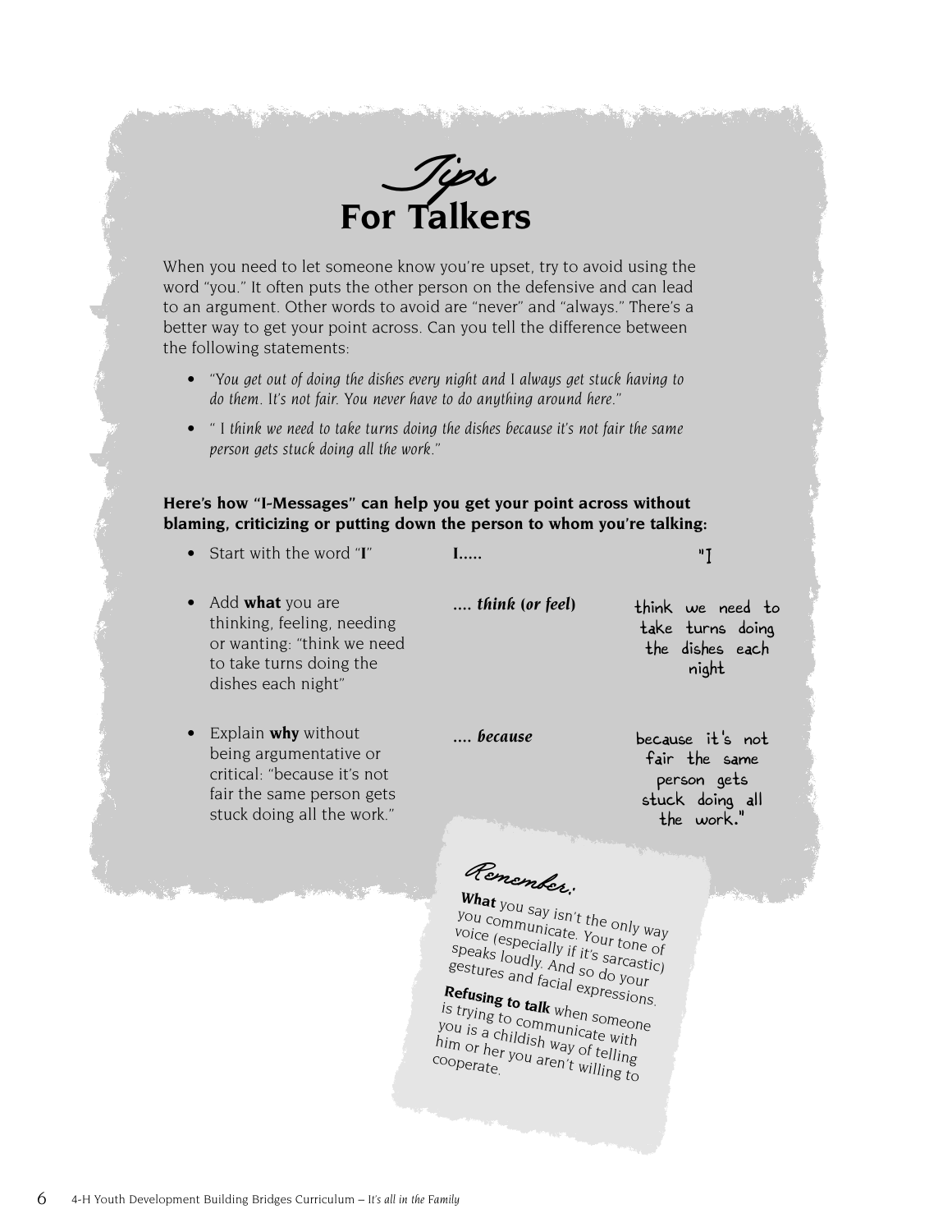# *Tips* For Talkers

When you need to let someone know you're upset, try to avoid using the word "you." It often puts the other person on the defensive and can lead to an argument. Other words to avoid are "never" and "always." There's a better way to get your point across. Can you tell the difference between the following statements:

- *"You get out of doing the dishes every night and I always get stuck having to do them. It's not fair. You never have to do anything around here."*
- *" I think we need to take turns doing the dishes because it's not fair the same person gets stuck doing all the work."*

**Here's how "I-Messages" can help you get your point across without blaming, criticizing or putting down the person to whom you're talking:**

| | | |
|---|---|---|
| Start with the word "**I**" | **I.....** | "I |
| Add **what** you are thinking, feeling, needing or wanting: "think we need to take turns doing the dishes each night" | **.... *think* (*or feel*)** | think we need to take turns doing the dishes each night |
| Explain **why** without being argumentative or critical: "because it's not fair the same person gets stuck doing all the work." | ***.... because*** | because it's not fair the same person gets stuck doing all the work." |

*Remember:*

**What** you say isn't the only way you communicate. Your tone of voice (especially if it's sarcastic) speaks loudly. And so do your gestures and facial expressions.

**Refusing to talk** when someone is trying to communicate with you is a childish way of telling him or her you aren't willing to cooperate.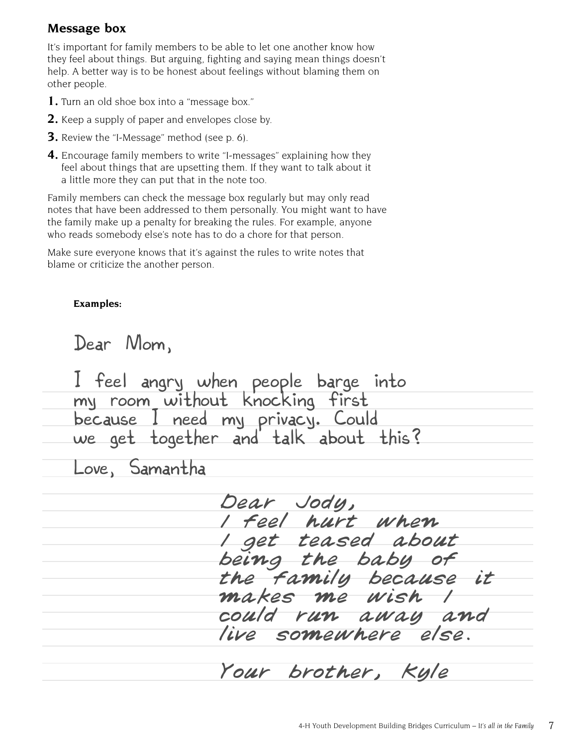## Message box

It's important for family members to be able to let one another know how they feel about things. But arguing, fighting and saying mean things doesn't help. A better way is to be honest about feelings without blaming them on other people.

1. Turn an old shoe box into a "message box."
2. Keep a supply of paper and envelopes close by.
3. Review the "I-Message" method (see p. 6).
4. Encourage family members to write "I-messages" explaining how they feel about things that are upsetting them. If they want to talk about it a little more they can put that in the note too.

Family members can check the message box regularly but may only read notes that have been addressed to them personally. You might want to have the family make up a penalty for breaking the rules. For example, anyone who reads somebody else's note has to do a chore for that person.

Make sure everyone knows that it's against the rules to write notes that blame or criticize the another person.

**Examples:**

Dear Mom,

I feel angry when people barge into my room without knocking first because I need my privacy. Could we get together and talk about this?

Love, Samantha

Dear Jody,

I feel hurt when I get teased about being the baby of the family because it makes me wish I could run away and live somewhere else.

Your brother, Kyle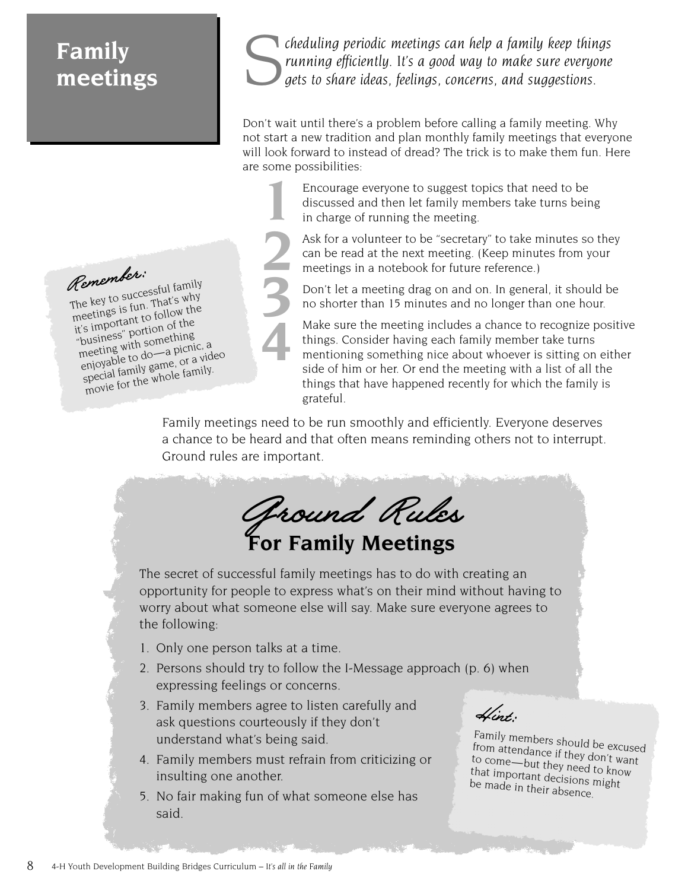# Family meetings

*Scheduling periodic meetings can help a family keep things running efficiently. It's a good way to make sure everyone gets to share ideas, feelings, concerns, and suggestions.*

Don't wait until there's a problem before calling a family meeting. Why not start a new tradition and plan monthly family meetings that everyone will look forward to instead of dread? The trick is to make them fun. Here are some possibilities:

1. Encourage everyone to suggest topics that need to be discussed and then let family members take turns being in charge of running the meeting.
2. Ask for a volunteer to be "secretary" to take minutes so they can be read at the next meeting. (Keep minutes from your meetings in a notebook for future reference.)
3. Don't let a meeting drag on and on. In general, it should be no shorter than 15 minutes and no longer than one hour.
4. Make sure the meeting includes a chance to recognize positive things. Consider having each family member take turns mentioning something nice about whoever is sitting on either side of him or her. Or end the meeting with a list of all the things that have happened recently for which the family is grateful.

**Remember:**
The key to successful family meetings is fun. That's why it's important to follow the "business" portion of the meeting with something enjoyable to do—a picnic, a special family game, or a video movie for the whole family.

Family meetings need to be run smoothly and efficiently. Everyone deserves a chance to be heard and that often means reminding others not to interrupt. Ground rules are important.

## Ground Rules For Family Meetings

The secret of successful family meetings has to do with creating an opportunity for people to express what's on their mind without having to worry about what someone else will say. Make sure everyone agrees to the following:

1. Only one person talks at a time.
2. Persons should try to follow the I-Message approach (p. 6) when expressing feelings or concerns.
3. Family members agree to listen carefully and ask questions courteously if they don't understand what's being said.
4. Family members must refrain from criticizing or insulting one another.
5. No fair making fun of what someone else has said.

**Hint:**
Family members should be excused from attendance if they don't want to come—but they need to know that important decisions might be made in their absence.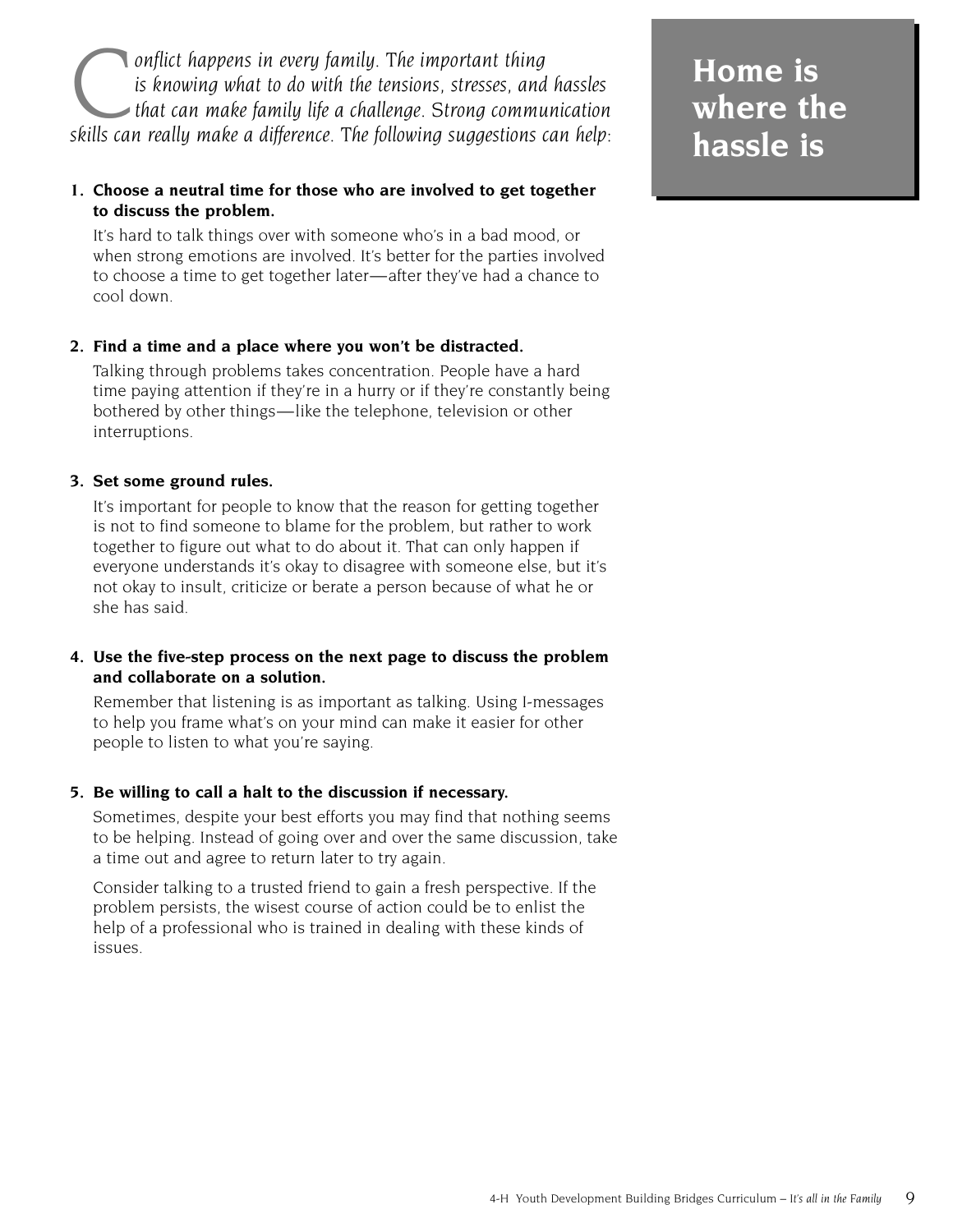# Home is where the hassle is

*Conflict happens in every family. The important thing is knowing what to do with the tensions, stresses, and hassles that can make family life a challenge. Strong communication skills can really make a difference. The following suggestions can help:*

1. **Choose a neutral time for those who are involved to get together to discuss the problem.**

   It's hard to talk things over with someone who's in a bad mood, or when strong emotions are involved. It's better for the parties involved to choose a time to get together later—after they've had a chance to cool down.

2. **Find a time and a place where you won't be distracted.**

   Talking through problems takes concentration. People have a hard time paying attention if they're in a hurry or if they're constantly being bothered by other things—like the telephone, television or other interruptions.

3. **Set some ground rules.**

   It's important for people to know that the reason for getting together is not to find someone to blame for the problem, but rather to work together to figure out what to do about it. That can only happen if everyone understands it's okay to disagree with someone else, but it's not okay to insult, criticize or berate a person because of what he or she has said.

4. **Use the five-step process on the next page to discuss the problem and collaborate on a solution.**

   Remember that listening is as important as talking. Using I-messages to help you frame what's on your mind can make it easier for other people to listen to what you're saying.

5. **Be willing to call a halt to the discussion if necessary.**

   Sometimes, despite your best efforts you may find that nothing seems to be helping. Instead of going over and over the same discussion, take a time out and agree to return later to try again.

   Consider talking to a trusted friend to gain a fresh perspective. If the problem persists, the wisest course of action could be to enlist the help of a professional who is trained in dealing with these kinds of issues.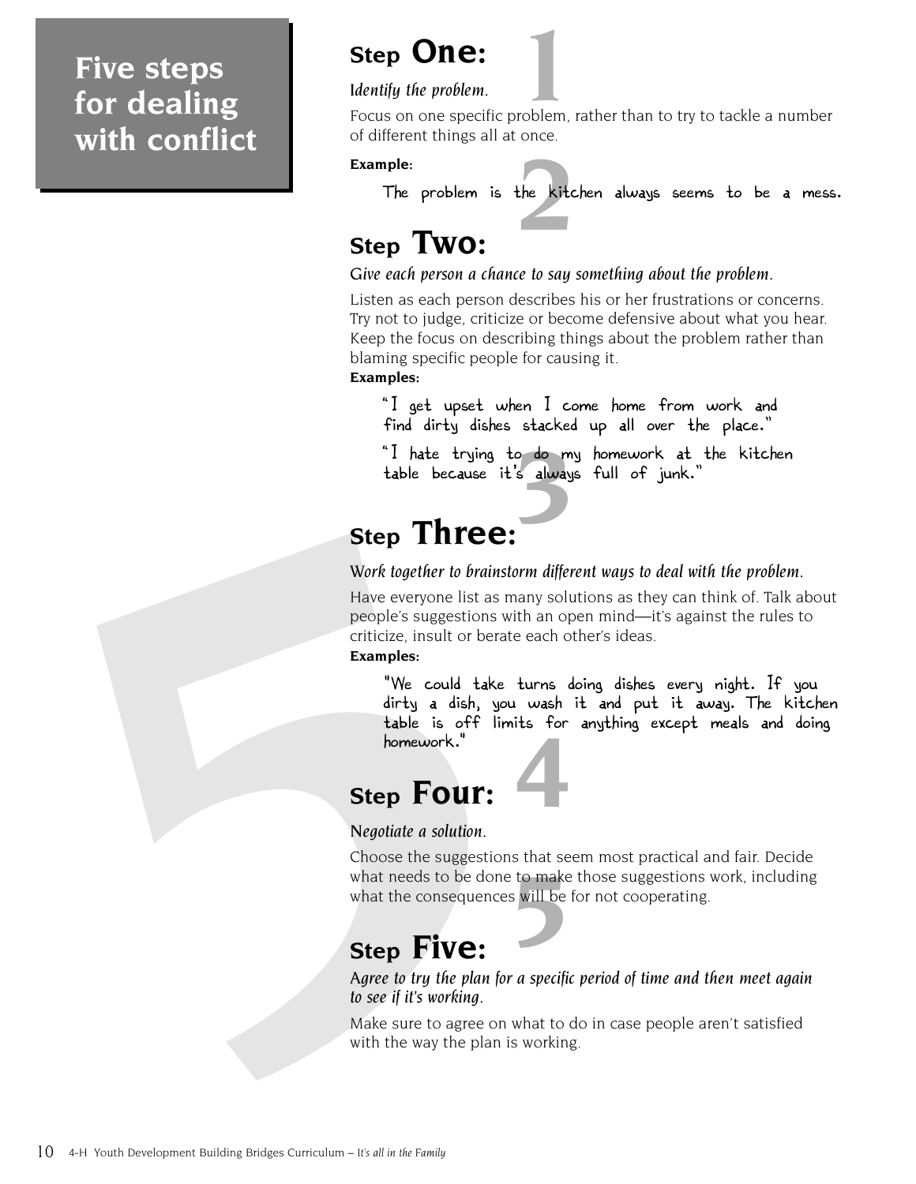# Five steps for dealing with conflict

## Step One:

*Identify the problem.*

Focus on one specific problem, rather than to try to tackle a number of different things all at once.

**Example:**

> The problem is the kitchen always seems to be a mess.

## Step Two:

*Give each person a chance to say something about the problem.*

Listen as each person describes his or her frustrations or concerns. Try not to judge, criticize or become defensive about what you hear. Keep the focus on describing things about the problem rather than blaming specific people for causing it.

**Examples:**

> "I get upset when I come home from work and find dirty dishes stacked up all over the place."

> "I hate trying to do my homework at the kitchen table because it's always full of junk."

## Step Three:

*Work together to brainstorm different ways to deal with the problem.*

Have everyone list as many solutions as they can think of. Talk about people's suggestions with an open mind—it's against the rules to criticize, insult or berate each other's ideas.

**Examples:**

> "We could take turns doing dishes every night. If you dirty a dish, you wash it and put it away. The kitchen table is off limits for anything except meals and doing homework."

## Step Four:

*Negotiate a solution.*

Choose the suggestions that seem most practical and fair. Decide what needs to be done to make those suggestions work, including what the consequences will be for not cooperating.

## Step Five:

*Agree to try the plan for a specific period of time and then meet again to see if it's working.*

Make sure to agree on what to do in case people aren't satisfied with the way the plan is working.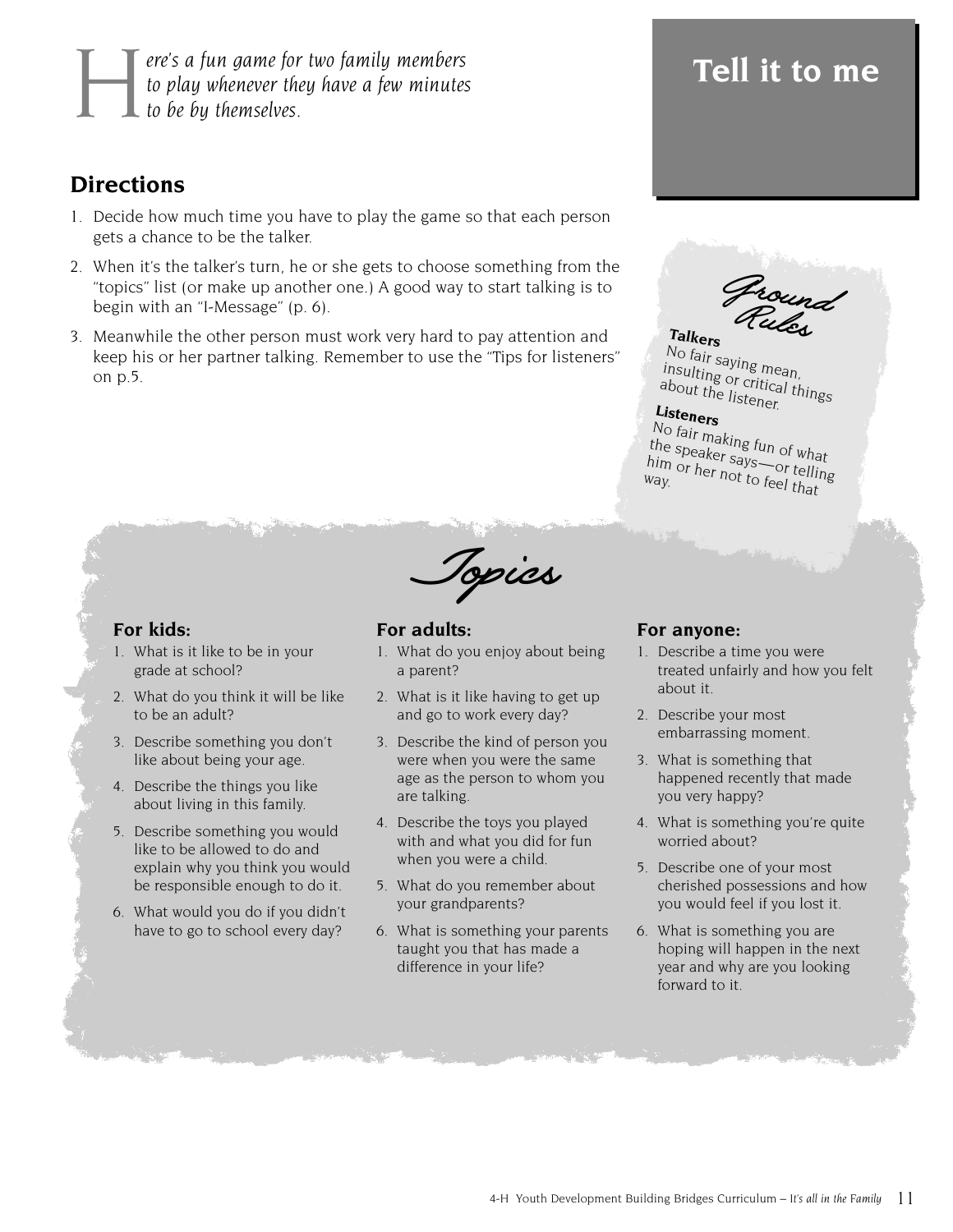# Tell it to me

*Here's a fun game for two family members to play whenever they have a few minutes to be by themselves.*

## Directions

1. Decide how much time you have to play the game so that each person gets a chance to be the talker.
2. When it's the talker's turn, he or she gets to choose something from the "topics" list (or make up another one.) A good way to start talking is to begin with an "I-Message" (p. 6).
3. Meanwhile the other person must work very hard to pay attention and keep his or her partner talking. Remember to use the "Tips for listeners" on p.5.

### Ground Rules

**Talkers**
No fair saying mean, insulting or critical things about the listener.

**Listeners**
No fair making fun of what the speaker says—or telling him or her not to feel that way.

## Topics

### For kids:

1. What is it like to be in your grade at school?
2. What do you think it will be like to be an adult?
3. Describe something you don't like about being your age.
4. Describe the things you like about living in this family.
5. Describe something you would like to be allowed to do and explain why you think you would be responsible enough to do it.
6. What would you do if you didn't have to go to school every day?

### For adults:

1. What do you enjoy about being a parent?
2. What is it like having to get up and go to work every day?
3. Describe the kind of person you were when you were the same age as the person to whom you are talking.
4. Describe the toys you played with and what you did for fun when you were a child.
5. What do you remember about your grandparents?
6. What is something your parents taught you that has made a difference in your life?

### For anyone:

1. Describe a time you were treated unfairly and how you felt about it.
2. Describe your most embarrassing moment.
3. What is something that happened recently that made you very happy?
4. What is something you're quite worried about?
5. Describe one of your most cherished possessions and how you would feel if you lost it.
6. What is something you are hoping will happen in the next year and why are you looking forward to it.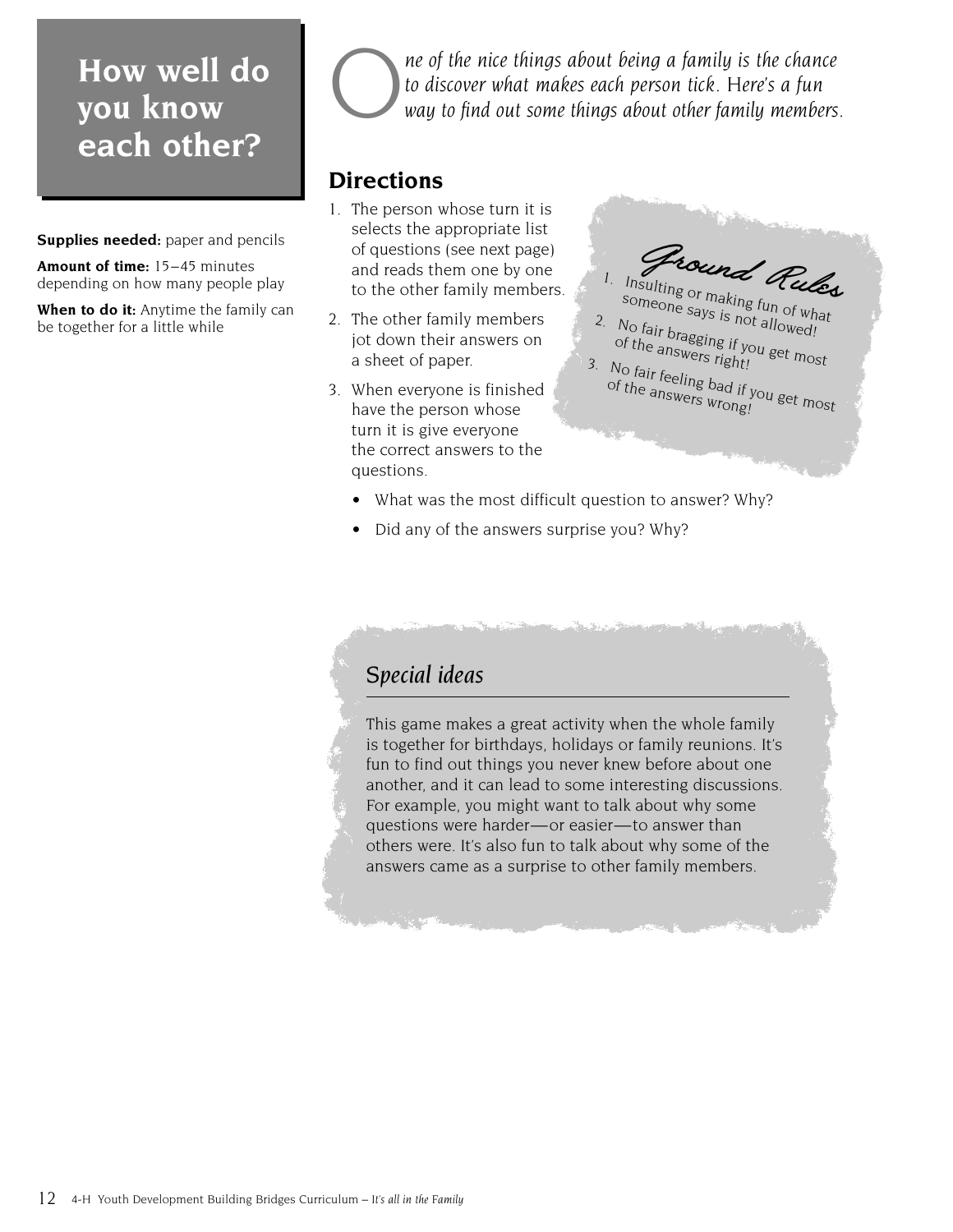# How well do you know each other?

**Supplies needed:** paper and pencils

**Amount of time:** 15–45 minutes depending on how many people play

**When to do it:** Anytime the family can be together for a little while

*One of the nice things about being a family is the chance to discover what makes each person tick. Here's a fun way to find out some things about other family members.*

## Directions

1. The person whose turn it is selects the appropriate list of questions (see next page) and reads them one by one to the other family members.
2. The other family members jot down their answers on a sheet of paper.
3. When everyone is finished have the person whose turn it is give everyone the correct answers to the questions.
   - What was the most difficult question to answer? Why?
   - Did any of the answers surprise you? Why?

### Ground Rules

1. Insulting or making fun of what someone says is not allowed!
2. No fair bragging if you get most of the answers right!
3. No fair feeling bad if you get most of the answers wrong!

### *Special ideas*

This game makes a great activity when the whole family is together for birthdays, holidays or family reunions. It's fun to find out things you never knew before about one another, and it can lead to some interesting discussions. For example, you might want to talk about why some questions were harder—or easier—to answer than others were. It's also fun to talk about why some of the answers came as a surprise to other family members.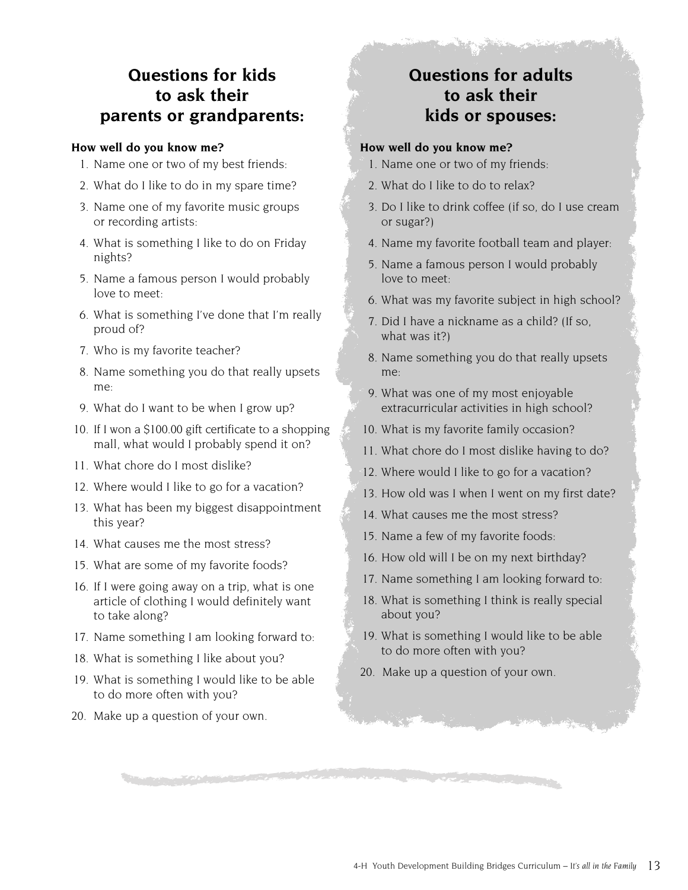## Questions for kids to ask their parents or grandparents:

**How well do you know me?**

1. Name one or two of my best friends:
2. What do I like to do in my spare time?
3. Name one of my favorite music groups or recording artists:
4. What is something I like to do on Friday nights?
5. Name a famous person I would probably love to meet:
6. What is something I've done that I'm really proud of?
7. Who is my favorite teacher?
8. Name something you do that really upsets me:
9. What do I want to be when I grow up?
10. If I won a $100.00 gift certificate to a shopping mall, what would I probably spend it on?
11. What chore do I most dislike?
12. Where would I like to go for a vacation?
13. What has been my biggest disappointment this year?
14. What causes me the most stress?
15. What are some of my favorite foods?
16. If I were going away on a trip, what is one article of clothing I would definitely want to take along?
17. Name something I am looking forward to:
18. What is something I like about you?
19. What is something I would like to be able to do more often with you?
20. Make up a question of your own.

## Questions for adults to ask their kids or spouses:

**How well do you know me?**

1. Name one or two of my friends:
2. What do I like to do to relax?
3. Do I like to drink coffee (if so, do I use cream or sugar?)
4. Name my favorite football team and player:
5. Name a famous person I would probably love to meet:
6. What was my favorite subject in high school?
7. Did I have a nickname as a child? (If so, what was it?)
8. Name something you do that really upsets me:
9. What was one of my most enjoyable extracurricular activities in high school?
10. What is my favorite family occasion?
11. What chore do I most dislike having to do?
12. Where would I like to go for a vacation?
13. How old was I when I went on my first date?
14. What causes me the most stress?
15. Name a few of my favorite foods:
16. How old will I be on my next birthday?
17. Name something I am looking forward to:
18. What is something I think is really special about you?
19. What is something I would like to be able to do more often with you?
20. Make up a question of your own.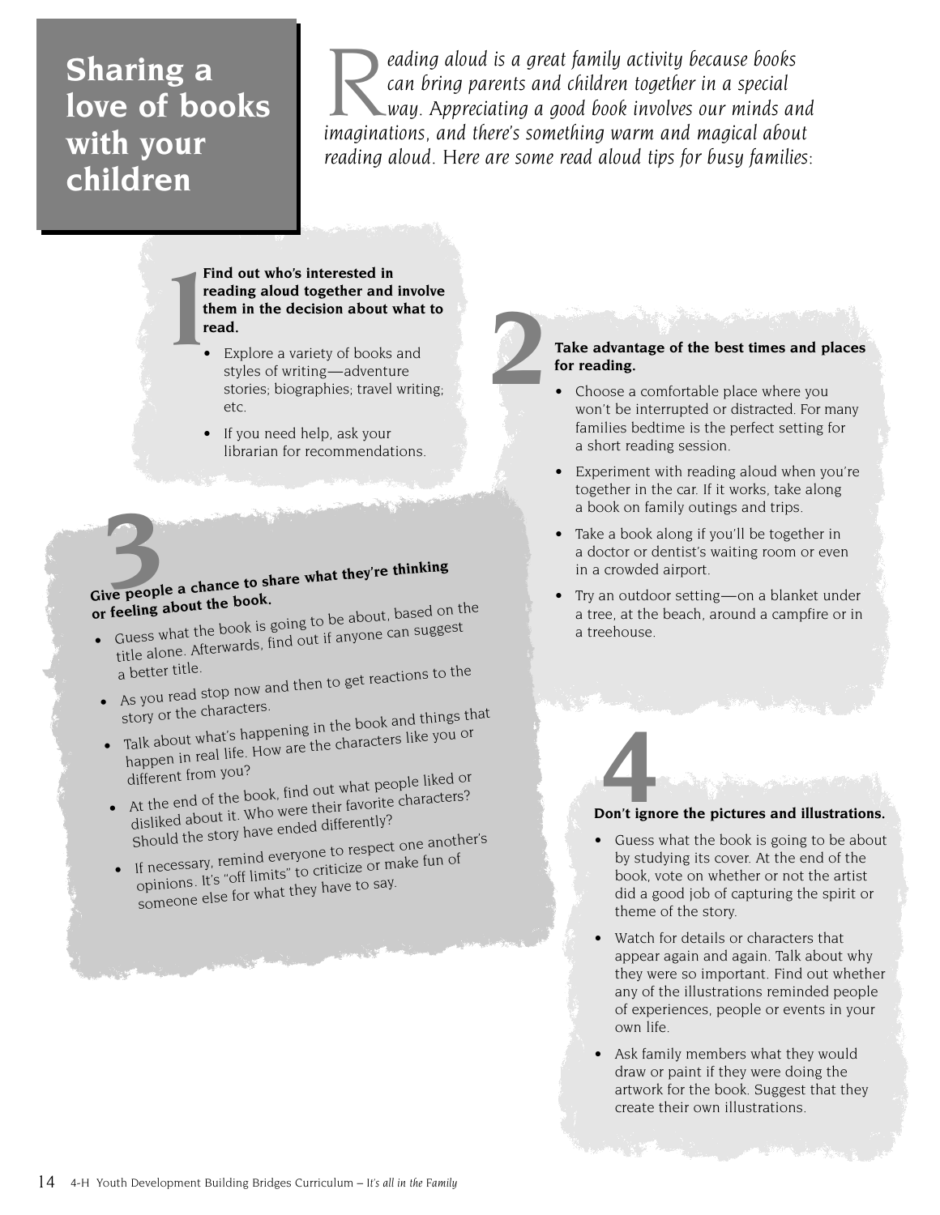# Sharing a love of books with your children

*Reading aloud is a great family activity because books can bring parents and children together in a special way. Appreciating a good book involves our minds and imaginations, and there's something warm and magical about reading aloud. Here are some read aloud tips for busy families:*

## 1

**Find out who's interested in reading aloud together and involve them in the decision about what to read.**

- Explore a variety of books and styles of writing—adventure stories; biographies; travel writing; etc.
- If you need help, ask your librarian for recommendations.

## 2

**Take advantage of the best times and places for reading.**

- Choose a comfortable place where you won't be interrupted or distracted. For many families bedtime is the perfect setting for a short reading session.
- Experiment with reading aloud when you're together in the car. If it works, take along a book on family outings and trips.
- Take a book along if you'll be together in a doctor or dentist's waiting room or even in a crowded airport.
- Try an outdoor setting—on a blanket under a tree, at the beach, around a campfire or in a treehouse.

## 3

**Give people a chance to share what they're thinking or feeling about the book.**

- Guess what the book is going to be about, based on the title alone. Afterwards, find out if anyone can suggest a better title.
- As you read stop now and then to get reactions to the story or the characters.
- Talk about what's happening in the book and things that happen in real life. How are the characters like you or different from you?
- At the end of the book, find out what people liked or disliked about it. Who were their favorite characters? Should the story have ended differently?
- If necessary, remind everyone to respect one another's opinions. It's "off limits" to criticize or make fun of someone else for what they have to say.

## 4

**Don't ignore the pictures and illustrations.**

- Guess what the book is going to be about by studying its cover. At the end of the book, vote on whether or not the artist did a good job of capturing the spirit or theme of the story.
- Watch for details or characters that appear again and again. Talk about why they were so important. Find out whether any of the illustrations reminded people of experiences, people or events in your own life.
- Ask family members what they would draw or paint if they were doing the artwork for the book. Suggest that they create their own illustrations.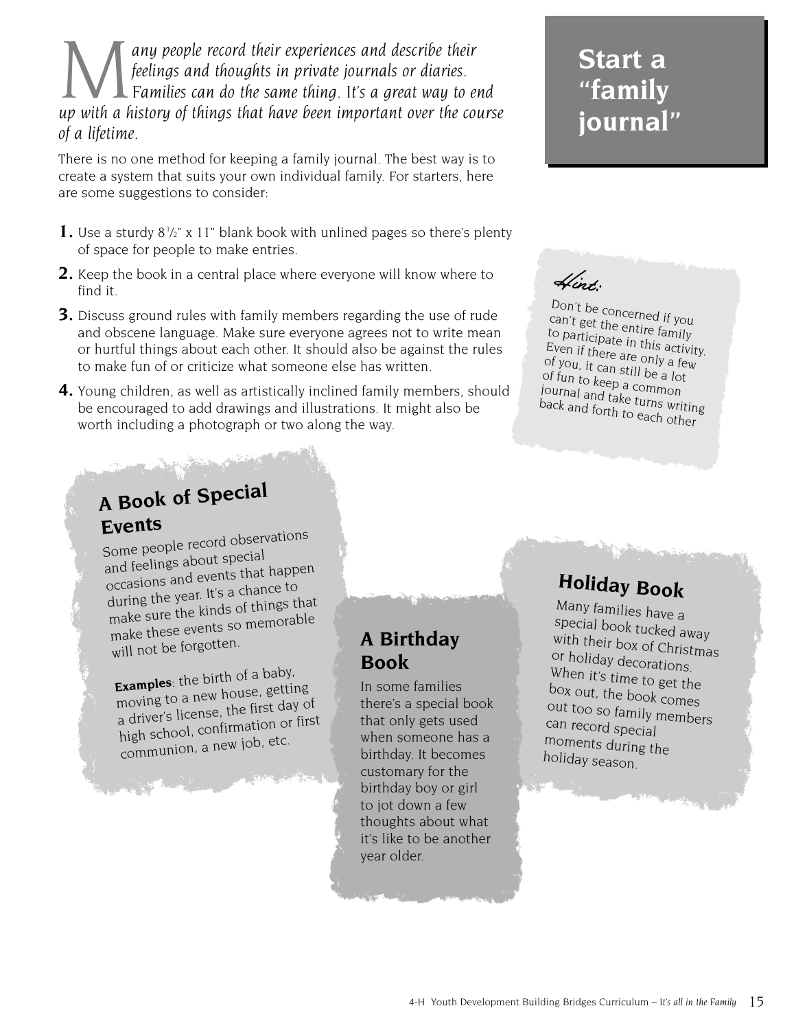# Start a "family journal"

*Many people record their experiences and describe their feelings and thoughts in private journals or diaries. Families can do the same thing. It's a great way to end up with a history of things that have been important over the course of a lifetime.*

There is no one method for keeping a family journal. The best way is to create a system that suits your own individual family. For starters, here are some suggestions to consider:

1. Use a sturdy 8½" x 11" blank book with unlined pages so there's plenty of space for people to make entries.
2. Keep the book in a central place where everyone will know where to find it.
3. Discuss ground rules with family members regarding the use of rude and obscene language. Make sure everyone agrees not to write mean or hurtful things about each other. It should also be against the rules to make fun of or criticize what someone else has written.
4. Young children, as well as artistically inclined family members, should be encouraged to add drawings and illustrations. It might also be worth including a photograph or two along the way.

*Hint:*

Don't be concerned if you can't get the entire family to participate in this activity. Even if there are only a few of you, it can still be a lot of fun to keep a common journal and take turns writing back and forth to each other

### A Book of Special Events

Some people record observations and feelings about special occasions and events that happen during the year. It's a chance to make sure the kinds of things that make these events so memorable will not be forgotten.

**Examples**: the birth of a baby, moving to a new house, getting a driver's license, the first day of high school, confirmation or first communion, a new job, etc.

### A Birthday Book

In some families there's a special book that only gets used when someone has a birthday. It becomes customary for the birthday boy or girl to jot down a few thoughts about what it's like to be another year older.

### Holiday Book

Many families have a special book tucked away with their box of Christmas or holiday decorations. When it's time to get the box out, the book comes out too so family members can record special moments during the holiday season.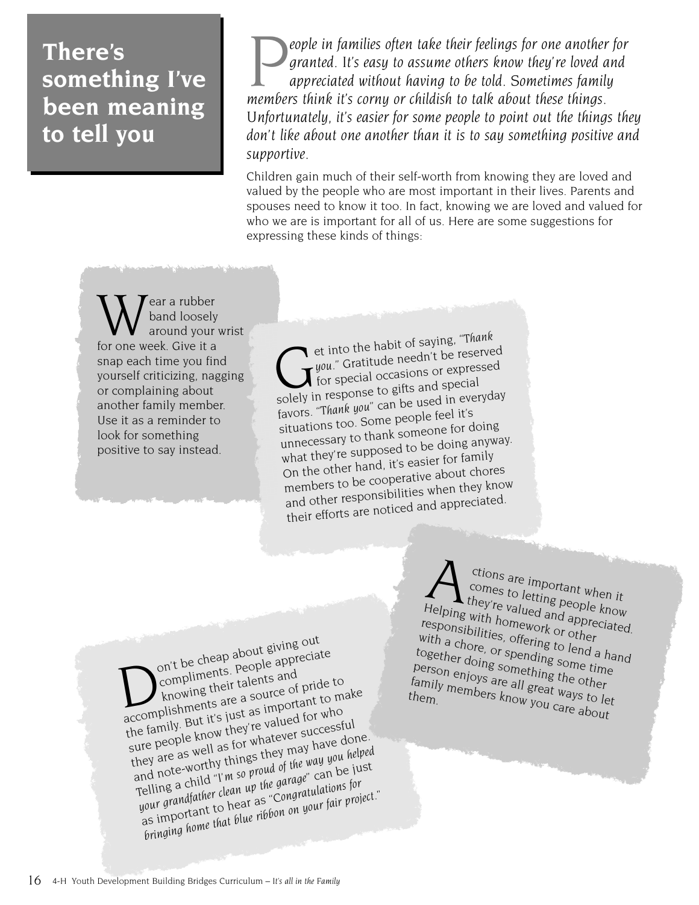# There's something I've been meaning to tell you

*People in families often take their feelings for one another for granted. It's easy to assume others know they're loved and appreciated without having to be told. Sometimes family members think it's corny or childish to talk about these things. Unfortunately, it's easier for some people to point out the things they don't like about one another than it is to say something positive and supportive.*

Children gain much of their self-worth from knowing they are loved and valued by the people who are most important in their lives. Parents and spouses need to know it too. In fact, knowing we are loved and valued for who we are is important for all of us. Here are some suggestions for expressing these kinds of things:

Wear a rubber band loosely around your wrist for one week. Give it a snap each time you find yourself criticizing, nagging or complaining about another family member. Use it as a reminder to look for something positive to say instead.

Get into the habit of saying, "*Thank you.*" Gratitude needn't be reserved for special occasions or expressed solely in response to gifts and special favors. "*Thank you*" can be used in everyday situations too. Some people feel it's unnecessary to thank someone for doing what they're supposed to be doing anyway. On the other hand, it's easier for family members to be cooperative about chores and other responsibilities when they know their efforts are noticed and appreciated.

Actions are important when it comes to letting people know they're valued and appreciated. Helping with homework or other responsibilities, offering to lend a hand with a chore, or spending some time together doing something the other person enjoys are all great ways to let family members know you care about them.

Don't be cheap about giving out compliments. People appreciate knowing their talents and accomplishments are a source of pride to the family. But it's just as important to make sure people know they're valued for who they are as well as for whatever successful and note-worthy things they may have done. Telling a child "*I'm so proud of the way you helped your grandfather clean up the garage*" can be just as important to hear as "*Congratulations for bringing home that blue ribbon on your fair project.*"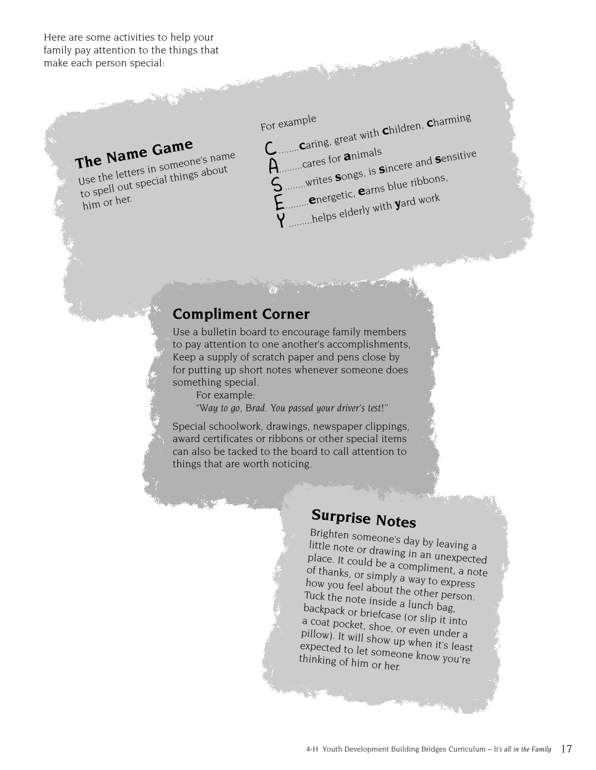Here are some activities to help your family pay attention to the things that make each person special:

## The Name Game

Use the letters in someone's name to spell out special things about him or her.

For example

C.........**c**aring, great with **c**hildren, **c**harming
A.........cares for **a**nimals
S.........writes **s**ongs, is **s**incere and **s**ensitive
E.........**e**nergetic, **e**arns blue ribbons,
Y.........helps elderly with **y**ard work

## Compliment Corner

Use a bulletin board to encourage family members to pay attention to one another's accomplishments, Keep a supply of scratch paper and pens close by for putting up short notes whenever someone does something special.

For example:
*"Way to go, Brad. You passed your driver's test!"*

Special schoolwork, drawings, newspaper clippings, award certificates or ribbons or other special items can also be tacked to the board to call attention to things that are worth noticing.

## Surprise Notes

Brighten someone's day by leaving a little note or drawing in an unexpected place. It could be a compliment, a note of thanks, or simply a way to express how you feel about the other person. Tuck the note inside a lunch bag, backpack or briefcase (or slip it into a coat pocket, shoe, or even under a pillow). It will show up when it's least expected to let someone know you're thinking of him or her.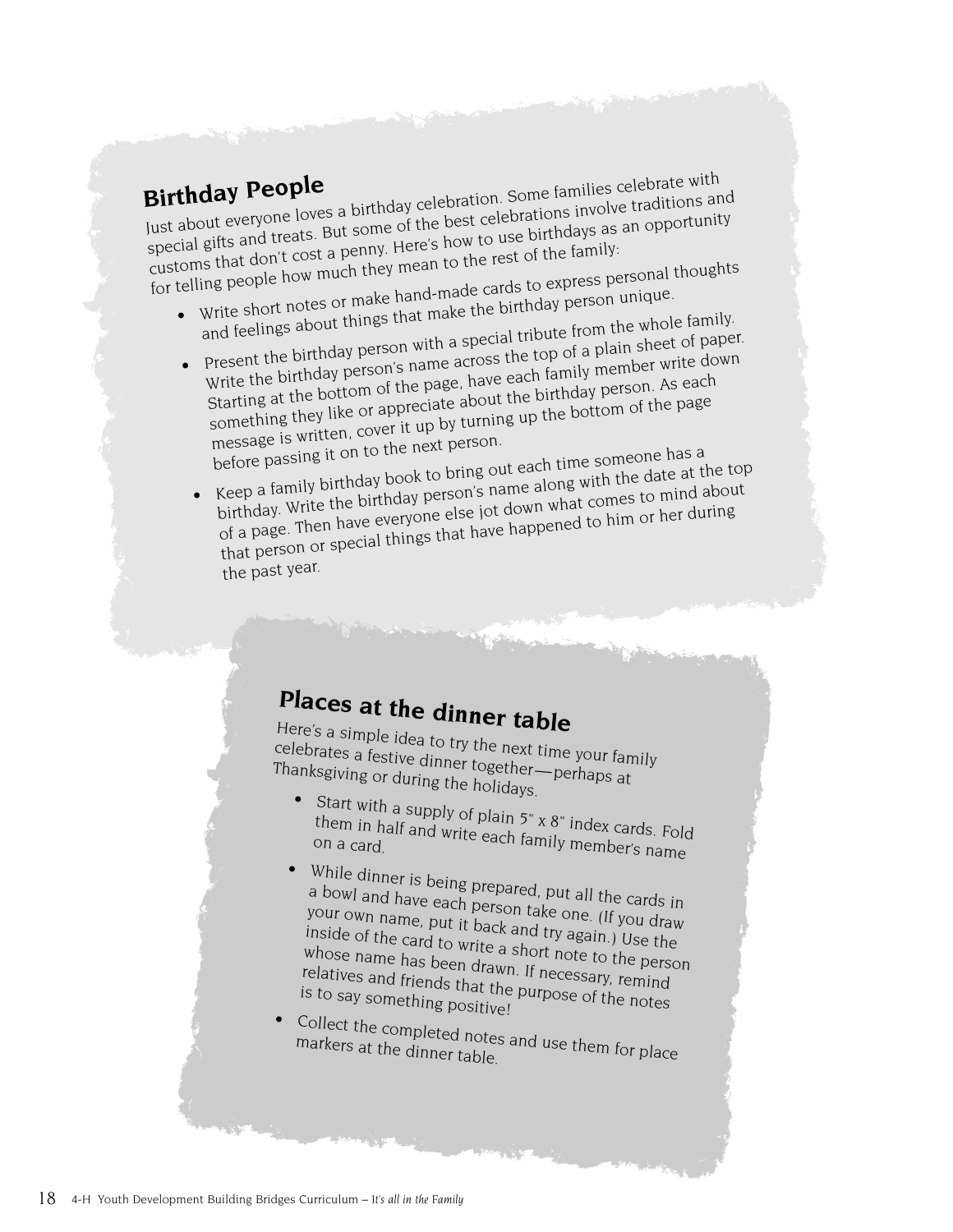## Birthday People

Just about everyone loves a birthday celebration. Some families celebrate with special gifts and treats. But some of the best celebrations involve traditions and customs that don't cost a penny. Here's how to use birthdays as an opportunity for telling people how much they mean to the rest of the family:

- Write short notes or make hand-made cards to express personal thoughts and feelings about things that make the birthday person unique.
- Present the birthday person with a special tribute from the whole family. Write the birthday person's name across the top of a plain sheet of paper. Starting at the bottom of the page, have each family member write down something they like or appreciate about the birthday person. As each message is written, cover it up by turning up the bottom of the page before passing it on to the next person.
- Keep a family birthday book to bring out each time someone has a birthday. Write the birthday person's name along with the date at the top of a page. Then have everyone else jot down what comes to mind about that person or special things that have happened to him or her during the past year.

## Places at the dinner table

Here's a simple idea to try the next time your family celebrates a festive dinner together—perhaps at Thanksgiving or during the holidays.

- Start with a supply of plain 5" x 8" index cards. Fold them in half and write each family member's name on a card.
- While dinner is being prepared, put all the cards in a bowl and have each person take one. (If you draw your own name, put it back and try again.) Use the inside of the card to write a short note to the person whose name has been drawn. If necessary, remind relatives and friends that the purpose of the notes is to say something positive!
- Collect the completed notes and use them for place markers at the dinner table.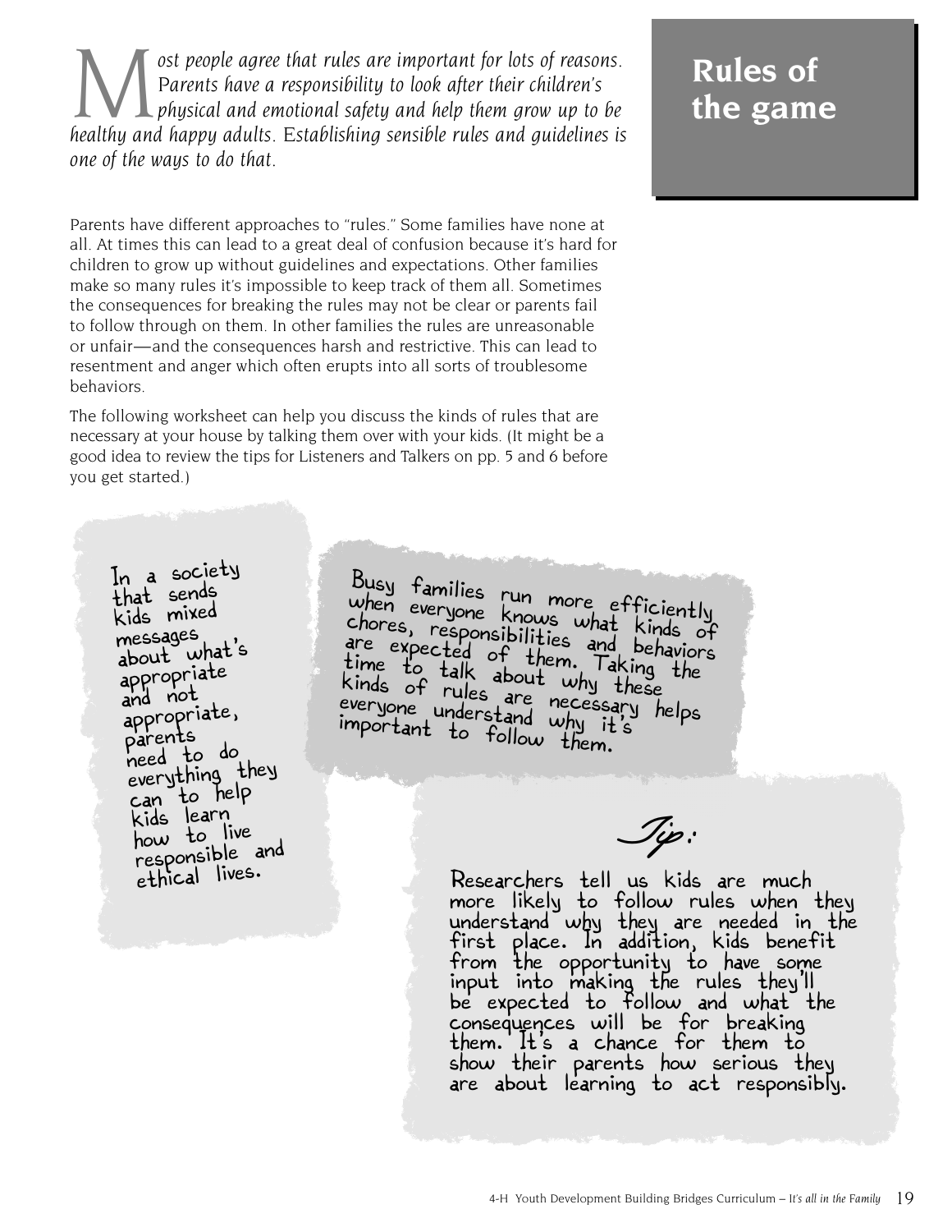# Rules of the game

*Most people agree that rules are important for lots of reasons. Parents have a responsibility to look after their children's physical and emotional safety and help them grow up to be healthy and happy adults. Establishing sensible rules and guidelines is one of the ways to do that.*

Parents have different approaches to "rules." Some families have none at all. At times this can lead to a great deal of confusion because it's hard for children to grow up without guidelines and expectations. Other families make so many rules it's impossible to keep track of them all. Sometimes the consequences for breaking the rules may not be clear or parents fail to follow through on them. In other families the rules are unreasonable or unfair—and the consequences harsh and restrictive. This can lead to resentment and anger which often erupts into all sorts of troublesome behaviors.

The following worksheet can help you discuss the kinds of rules that are necessary at your house by talking them over with your kids. (It might be a good idea to review the tips for Listeners and Talkers on pp. 5 and 6 before you get started.)

In a society that sends kids mixed messages about what's appropriate and not appropriate, parents need to do everything they can to help kids learn how to live responsible and ethical lives.

Busy families run more efficiently when everyone knows what kinds of chores, responsibilities and behaviors are expected of them. Taking the time to talk about why these kinds of rules are necessary helps everyone understand why it's important to follow them.

*Tip:*

Researchers tell us kids are much more likely to follow rules when they understand why they are needed in the first place. In addition, kids benefit from the opportunity to have some input into making the rules they'll be expected to follow and what the consequences will be for breaking them. It's a chance for them to show their parents how serious they are about learning to act responsibly.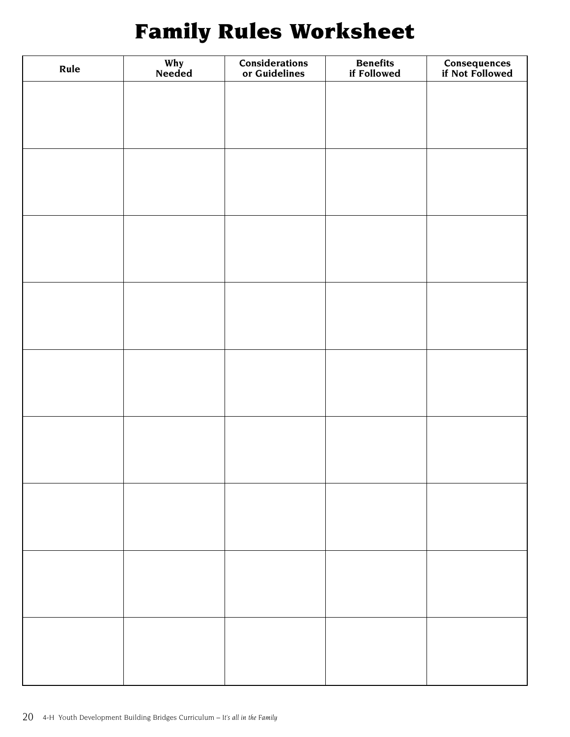# Family Rules Worksheet

| Rule | Why Needed | Considerations or Guidelines | Benefits if Followed | Consequences if Not Followed |
|---|---|---|---|---|
| | | | | |
| | | | | |
| | | | | |
| | | | | |
| | | | | |
| | | | | |
| | | | | |
| | | | | |
| | | | | |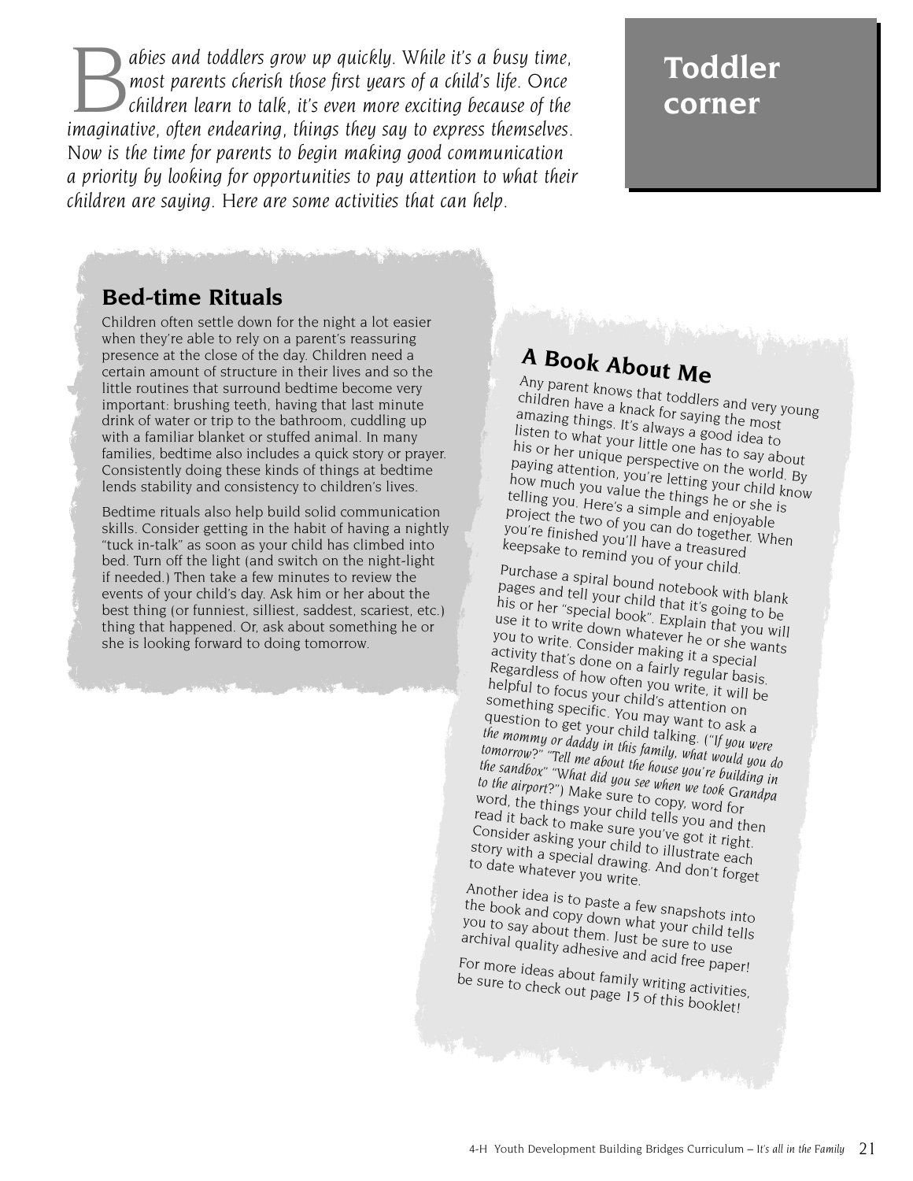# Toddler corner

*Babies and toddlers grow up quickly. While it's a busy time, most parents cherish those first years of a child's life. Once children learn to talk, it's even more exciting because of the imaginative, often endearing, things they say to express themselves. Now is the time for parents to begin making good communication a priority by looking for opportunities to pay attention to what their children are saying. Here are some activities that can help.*

## Bed-time Rituals

Children often settle down for the night a lot easier when they're able to rely on a parent's reassuring presence at the close of the day. Children need a certain amount of structure in their lives and so the little routines that surround bedtime become very important: brushing teeth, having that last minute drink of water or trip to the bathroom, cuddling up with a familiar blanket or stuffed animal. In many families, bedtime also includes a quick story or prayer. Consistently doing these kinds of things at bedtime lends stability and consistency to children's lives.

Bedtime rituals also help build solid communication skills. Consider getting in the habit of having a nightly "tuck in-talk" as soon as your child has climbed into bed. Turn off the light (and switch on the night-light if needed.) Then take a few minutes to review the events of your child's day. Ask him or her about the best thing (or funniest, silliest, saddest, scariest, etc.) thing that happened. Or, ask about something he or she is looking forward to doing tomorrow.

## A Book About Me

Any parent knows that toddlers and very young children have a knack for saying the most amazing things. It's always a good idea to listen to what your little one has to say about his or her unique perspective on the world. By paying attention, you're letting your child know how much you value the things he or she is telling you. Here's a simple and enjoyable project the two of you can do together. When you're finished you'll have a treasured keepsake to remind you of your child.

Purchase a spiral bound notebook with blank pages and tell your child that it's going to be his or her "special book". Explain that you will use it to write down whatever he or she wants you to write. Consider making it a special activity that's done on a fairly regular basis. Regardless of how often you write, it will be helpful to focus your child's attention on something specific. You may want to ask a question to get your child talking. ("*If you were the mommy or daddy in this family, what would you do tomorrow*?" "*Tell me about the house you're building in the sandbox*" "*What did you see when we took Grandpa to the airport*?") Make sure to copy, word for word, the things your child tells you and then read it back to make sure you've got it right. Consider asking your child to illustrate each story with a special drawing. And don't forget to date whatever you write.

Another idea is to paste a few snapshots into the book and copy down what your child tells you to say about them. Just be sure to use archival quality adhesive and acid free paper!

For more ideas about family writing activities, be sure to check out page 15 of this booklet!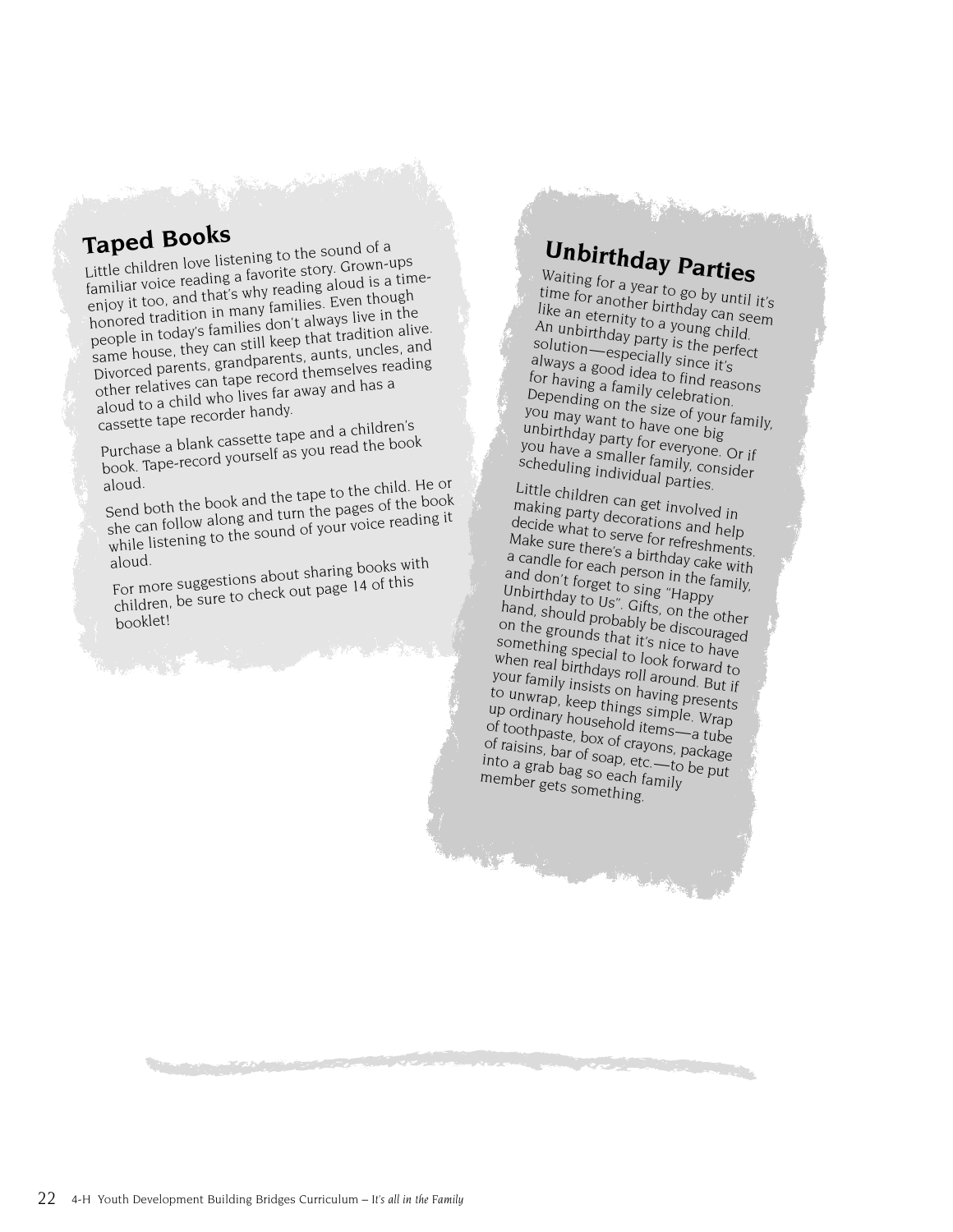## Taped Books

Little children love listening to the sound of a familiar voice reading a favorite story. Grown-ups enjoy it too, and that's why reading aloud is a time-honored tradition in many families. Even though people in today's families don't always live in the same house, they can still keep that tradition alive. Divorced parents, grandparents, aunts, uncles, and other relatives can tape record themselves reading aloud to a child who lives far away and has a cassette tape recorder handy.

Purchase a blank cassette tape and a children's book. Tape-record yourself as you read the book aloud.

Send both the book and the tape to the child. He or she can follow along and turn the pages of the book while listening to the sound of your voice reading it aloud.

For more suggestions about sharing books with children, be sure to check out page 14 of this booklet!

## Unbirthday Parties

Waiting for a year to go by until it's time for another birthday can seem like an eternity to a young child. An unbirthday party is the perfect solution—especially since it's always a good idea to find reasons for having a family celebration. Depending on the size of your family, you may want to have one big unbirthday party for everyone. Or if you have a smaller family, consider scheduling individual parties.

Little children can get involved in making party decorations and help decide what to serve for refreshments. Make sure there's a birthday cake with a candle for each person in the family, and don't forget to sing "Happy Unbirthday to Us". Gifts, on the other hand, should probably be discouraged on the grounds that it's nice to have something special to look forward to when real birthdays roll around. But if your family insists on having presents to unwrap, keep things simple. Wrap up ordinary household items—a tube of toothpaste, box of crayons, package of raisins, bar of soap, etc.—to be put into a grab bag so each family member gets something.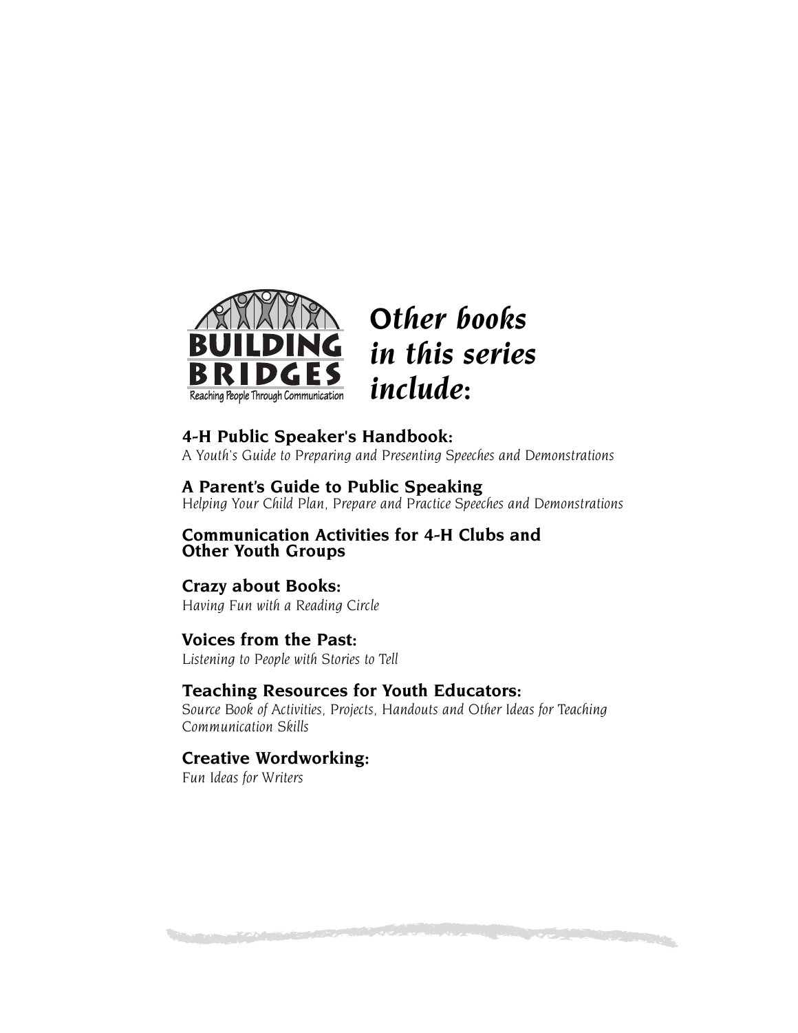BUILDING BRIDGES
Reaching People Through Communication

# *Other books in this series include:*

**4-H Public Speaker's Handbook:**
*A Youth's Guide to Preparing and Presenting Speeches and Demonstrations*

**A Parent's Guide to Public Speaking**
*Helping Your Child Plan, Prepare and Practice Speeches and Demonstrations*

**Communication Activities for 4-H Clubs and Other Youth Groups**

**Crazy about Books:**
*Having Fun with a Reading Circle*

**Voices from the Past:**
*Listening to People with Stories to Tell*

**Teaching Resources for Youth Educators:**
*Source Book of Activities, Projects, Handouts and Other Ideas for Teaching Communication Skills*

**Creative Wordworking:**
*Fun Ideas for Writers*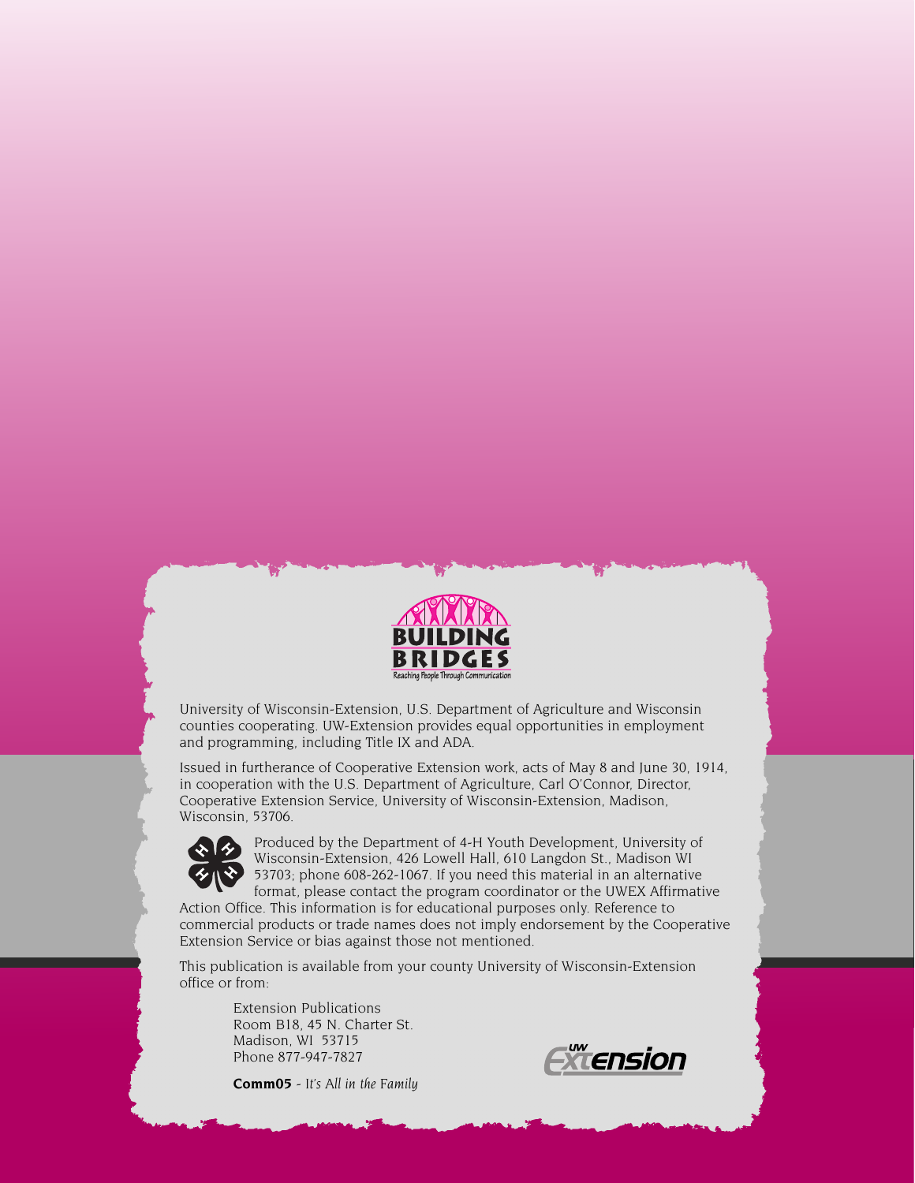BUILDING BRIDGES

Reaching People Through Communication

University of Wisconsin-Extension, U.S. Department of Agriculture and Wisconsin counties cooperating. UW-Extension provides equal opportunities in employment and programming, including Title IX and ADA.

Issued in furtherance of Cooperative Extension work, acts of May 8 and June 30, 1914, in cooperation with the U.S. Department of Agriculture, Carl O'Connor, Director, Cooperative Extension Service, University of Wisconsin-Extension, Madison, Wisconsin, 53706.

Produced by the Department of 4-H Youth Development, University of Wisconsin-Extension, 426 Lowell Hall, 610 Langdon St., Madison WI 53703; phone 608-262-1067. If you need this material in an alternative format, please contact the program coordinator or the UWEX Affirmative Action Office. This information is for educational purposes only. Reference to commercial products or trade names does not imply endorsement by the Cooperative Extension Service or bias against those not mentioned.

This publication is available from your county University of Wisconsin-Extension office or from:

Extension Publications
Room B18, 45 N. Charter St.
Madison, WI 53715
Phone 877-947-7827

UW Extension

**Comm05** - *It's All in the Family*